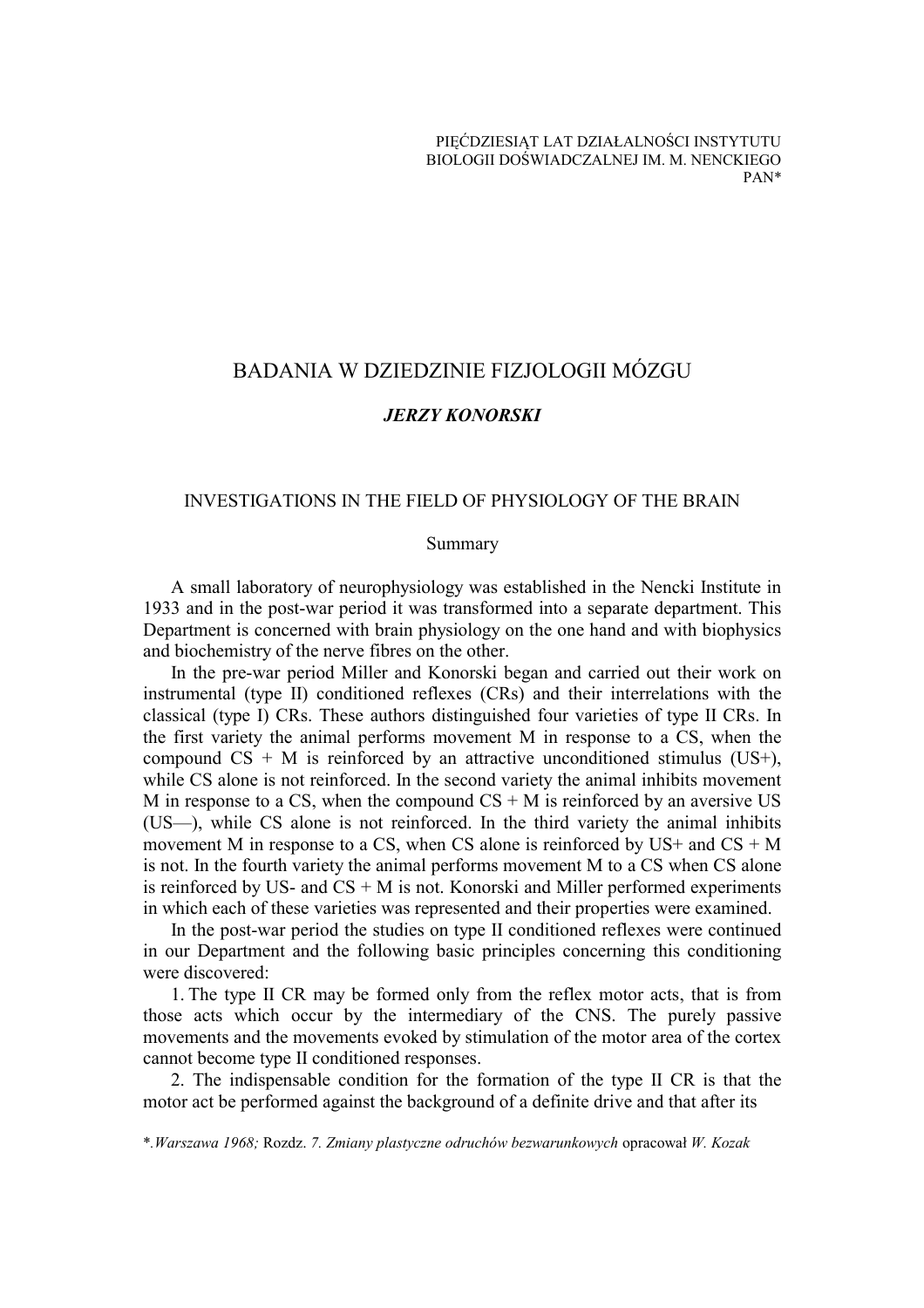PIĘĆDZIESIĄT LAT DZIAŁALNOŚCI INSTYTUTU BIOLOGII DOŚWIADCZALNEJ IM. M. NENCKIEGO PAN*

# BADANIA W DZIEDZINIE FIZJOLOGII MÓZGU

***JERZY KONORSKI***

## INVESTIGATIONS IN THE FIELD OF PHYSIOLOGY OF THE BRAIN

### Summary

A small laboratory of neurophysiology was established in the Nencki Institute in 1933 and in the post-war period it was transformed into a separate department. This Department is concerned with brain physiology on the one hand and with biophysics and biochemistry of the nerve fibres on the other.

In the pre-war period Miller and Konorski began and carried out their work on instrumental (type II) conditioned reflexes (CRs) and their interrelations with the classical (type I) CRs. These authors distinguished four varieties of type II CRs. In the first variety the animal performs movement M in response to a CS, when the compound CS + M is reinforced by an attractive unconditioned stimulus (US+), while CS alone is not reinforced. In the second variety the animal inhibits movement M in response to a CS, when the compound CS + M is reinforced by an aversive US (US—), while CS alone is not reinforced. In the third variety the animal inhibits movement M in response to a CS, when CS alone is reinforced by US+ and CS + M is not. In the fourth variety the animal performs movement M to a CS when CS alone is reinforced by US- and CS + M is not. Konorski and Miller performed experiments in which each of these varieties was represented and their properties were examined.

In the post-war period the studies on type II conditioned reflexes were continued in our Department and the following basic principles concerning this conditioning were discovered:

1. The type II CR may be formed only from the reflex motor acts, that is from those acts which occur by the intermediary of the CNS. The purely passive movements and the movements evoked by stimulation of the motor area of the cortex cannot become type II conditioned responses.

2. The indispensable condition for the formation of the type II CR is that the motor act be performed against the background of a definite drive and that after its

*.*Warszawa 1968;* Rozdz. *7. Zmiany plastyczne odruchów bezwarunkowych* opracował *W. Kozak*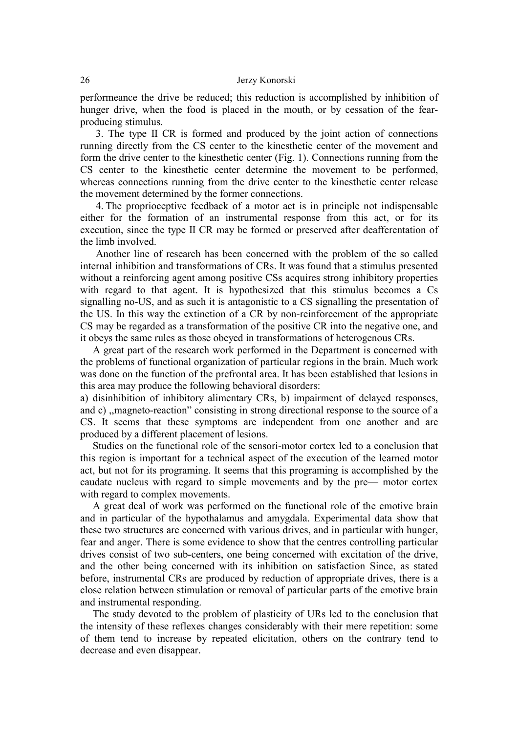performeance the drive be reduced; this reduction is accomplished by inhibition of hunger drive, when the food is placed in the mouth, or by cessation of the fear-producing stimulus.

3. The type II CR is formed and produced by the joint action of connections running directly from the CS center to the kinesthetic center of the movement and form the drive center to the kinesthetic center (Fig. 1). Connections running from the CS center to the kinesthetic center determine the movement to be performed, whereas connections running from the drive center to the kinesthetic center release the movement determined by the former connections.

4. The proprioceptive feedback of a motor act is in principle not indispensable either for the formation of an instrumental response from this act, or for its execution, since the type II CR may be formed or preserved after deafferentation of the limb involved.

Another line of research has been concerned with the problem of the so called internal inhibition and transformations of CRs. It was found that a stimulus presented without a reinforcing agent among positive CSs acquires strong inhibitory properties with regard to that agent. It is hypothesized that this stimulus becomes a Cs signalling no-US, and as such it is antagonistic to a CS signalling the presentation of the US. In this way the extinction of a CR by non-reinforcement of the appropriate CS may be regarded as a transformation of the positive CR into the negative one, and it obeys the same rules as those obeyed in transformations of heterogenous CRs.

A great part of the research work performed in the Department is concerned with the problems of functional organization of particular regions in the brain. Much work was done on the function of the prefrontal area. It has been established that lesions in this area may produce the following behavioral disorders:
a) disinhibition of inhibitory alimentary CRs, b) impairment of delayed responses, and c) „magneto-reaction” consisting in strong directional response to the source of a CS. It seems that these symptoms are independent from one another and are produced by a different placement of lesions.

Studies on the functional role of the sensori-motor cortex led to a conclusion that this region is important for a technical aspect of the execution of the learned motor act, but not for its programing. It seems that this programing is accomplished by the caudate nucleus with regard to simple movements and by the pre— motor cortex with regard to complex movements.

A great deal of work was performed on the functional role of the emotive brain and in particular of the hypothalamus and amygdala. Experimental data show that these two structures are concerned with various drives, and in particular with hunger, fear and anger. There is some evidence to show that the centres controlling particular drives consist of two sub-centers, one being concerned with excitation of the drive, and the other being concerned with its inhibition on satisfaction Since, as stated before, instrumental CRs are produced by reduction of appropriate drives, there is a close relation between stimulation or removal of particular parts of the emotive brain and instrumental responding.

The study devoted to the problem of plasticity of URs led to the conclusion that the intensity of these reflexes changes considerably with their mere repetition: some of them tend to increase by repeated elicitation, others on the contrary tend to decrease and even disappear.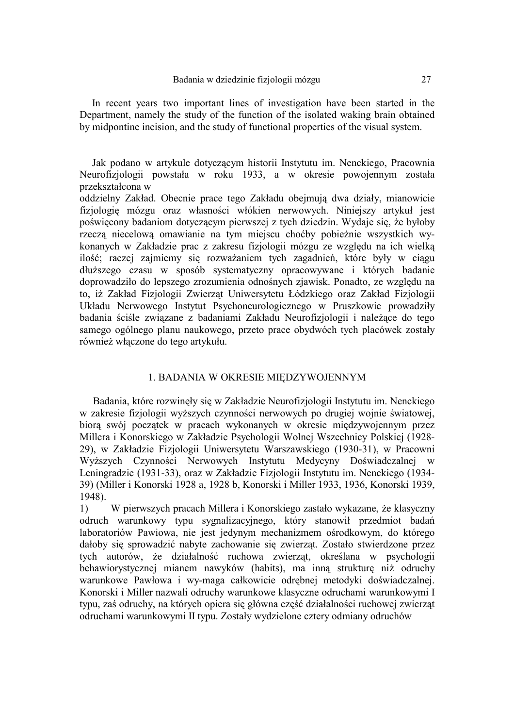In recent years two important lines of investigation have been started in the Department, namely the study of the function of the isolated waking brain obtained by midpontine incision, and the study of functional properties of the visual system.

Jak podano w artykule dotyczącym historii Instytutu im. Nenckiego, Pracownia Neurofizjologii powstała w roku 1933, a w okresie powojennym została przekształcona w oddzielny Zakład. Obecnie prace tego Zakładu obejmują dwa działy, mianowicie fizjologię mózgu oraz własności włókien nerwowych. Niniejszy artykuł jest poświęcony badaniom dotyczącym pierwszej z tych dziedzin. Wydaje się, że byłoby rzeczą niecelową omawianie na tym miejscu choćby pobieżnie wszystkich wykonanych w Zakładzie prac z zakresu fizjologii mózgu ze względu na ich wielką ilość; raczej zajmiemy się rozważaniem tych zagadnień, które były w ciągu dłuższego czasu w sposób systematyczny opracowywane i których badanie doprowadziło do lepszego zrozumienia odnośnych zjawisk. Ponadto, ze względu na to, iż Zakład Fizjologii Zwierząt Uniwersytetu Łódzkiego oraz Zakład Fizjologii Układu Nerwowego Instytut Psychoneurologicznego w Pruszkowie prowadziły badania ściśle związane z badaniami Zakładu Neurofizjologii i należące do tego samego ogólnego planu naukowego, przeto prace obydwóch tych placówek zostały również włączone do tego artykułu.

## 1. BADANIA W OKRESIE MIĘDZYWOJENNYM

Badania, które rozwinęły się w Zakładzie Neurofizjologii Instytutu im. Nenckiego w zakresie fizjologii wyższych czynności nerwowych po drugiej wojnie światowej, biorą swój początek w pracach wykonanych w okresie międzywojennym przez Millera i Konorskiego w Zakładzie Psychologii Wolnej Wszechnicy Polskiej (1928-29), w Zakładzie Fizjologii Uniwersytetu Warszawskiego (1930-31), w Pracowni Wyższych Czynności Nerwowych Instytutu Medycyny Doświadczalnej w Leningradzie (1931-33), oraz w Zakładzie Fizjologii Instytutu im. Nenckiego (1934-39) (Miller i Konorski 1928 a, 1928 b, Konorski i Miller 1933, 1936, Konorski 1939, 1948).

1) W pierwszych pracach Millera i Konorskiego zostało wykazane, że klasyczny odruch warunkowy typu sygnalizacyjnego, który stanowił przedmiot badań laboratoriów Pawiowa, nie jest jedynym mechanizmem ośrodkowym, do którego dałoby się sprowadzić nabyte zachowanie się zwierząt. Zostało stwierdzone przez tych autorów, że działalność ruchowa zwierząt, określana w psychologii behawiorystycznej mianem nawyków (habits), ma inną strukturę niż odruchy warunkowe Pawłowa i wymaga całkowicie odrębnej metodyki doświadczalnej. Konorski i Miller nazwali odruchy warunkowe klasyczne odruchami warunkowymi I typu, zaś odruchy, na których opiera się główna część działalności ruchowej zwierząt odruchami warunkowymi II typu. Zostały wydzielone cztery odmiany odruchów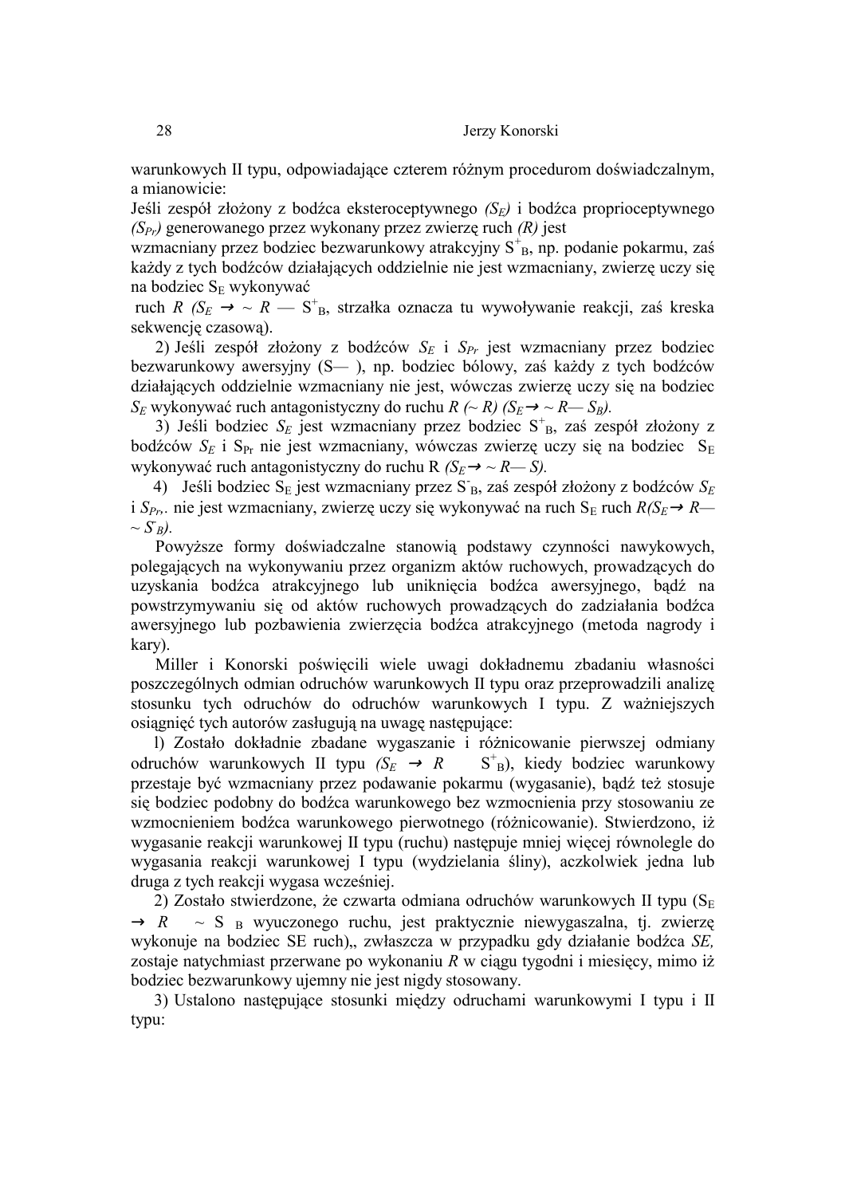warunkowych II typu, odpowiadające czterem różnym procedurom doświadczalnym, a mianowicie:

Jeśli zespół złożony z bodźca eksteroceptywnego *($S_E$)* i bodźca proprioceptywnego *($S_{Pr}$)* generowanego przez wykonany przez zwierzę ruch *(R)* jest wzmacniany przez bodziec bezwarunkowy atrakcyjny $S^+_B$, np. podanie pokarmu, zaś każdy z tych bodźców działających oddzielnie nie jest wzmacniany, zwierzę uczy się na bodziec $S_E$ wykonywać ruch *R* ($S_E \rightarrow \sim R$ — $S^+_B$, strzałka oznacza tu wywoływanie reakcji, zaś kreska sekwencję czasową).

2) Jeśli zespół złożony z bodźców $S_E$ i $S_{Pr}$ jest wzmacniany przez bodziec bezwarunkowy awersyjny (S— ), np. bodziec bólowy, zaś każdy z tych bodźców działających oddzielnie wzmacniany nie jest, wówczas zwierzę uczy się na bodziec $S_E$ wykonywać ruch antagonistyczny do ruchu *R* (~ *R*) ($S_E \rightarrow \sim R$— $S_B$).

3) Jeśli bodziec $S_E$ jest wzmacniany przez bodziec $S^+_B$, zaś zespół złożony z bodźców $S_E$ i $S_{Pr}$ nie jest wzmacniany, wówczas zwierzę uczy się na bodziec $S_E$ wykonywać ruch antagonistyczny do ruchu R ($S_E \rightarrow \sim R$— S).

4) Jeśli bodziec $S_E$ jest wzmacniany przez $S^-_B$, zaś zespół złożony z bodźców $S_E$ i $S_{Pr}$. nie jest wzmacniany, zwierzę uczy się wykonywać na ruch $S_E$ ruch *R*($S_E \rightarrow R$— $\sim S^-_B$).

Powyższe formy doświadczalne stanowią podstawy czynności nawykowych, polegających na wykonywaniu przez organizm aktów ruchowych, prowadzących do uzyskania bodźca atrakcyjnego lub uniknięcia bodźca awersyjnego, bądź na powstrzymywaniu się od aktów ruchowych prowadzących do zadziałania bodźca awersyjnego lub pozbawienia zwierzęcia bodźca atrakcyjnego (metoda nagrody i kary).

Miller i Konorski poświęcili wiele uwagi dokładnemu zbadaniu własności poszczególnych odmian odruchów warunkowych II typu oraz przeprowadzili analizę stosunku tych odruchów do odruchów warunkowych I typu. Z ważniejszych osiągnięć tych autorów zasługują na uwagę następujące:

l) Zostało dokładnie zbadane wygaszanie i różnicowanie pierwszej odmiany odruchów warunkowych II typu ($S_E \rightarrow R$ $S^+_B$), kiedy bodziec warunkowy przestaje być wzmacniany przez podawanie pokarmu (wygasanie), bądź też stosuje się bodziec podobny do bodźca warunkowego bez wzmocnienia przy stosowaniu ze wzmocnieniem bodźca warunkowego pierwotnego (różnicowanie). Stwierdzono, iż wygasanie reakcji warunkowej II typu (ruchu) następuje mniej więcej równolegle do wygasania reakcji warunkowej I typu (wydzielania śliny), aczkolwiek jedna lub druga z tych reakcji wygasa wcześniej.

2) Zostało stwierdzone, że czwarta odmiana odruchów warunkowych II typu ($S_E \rightarrow R$ $\sim S_B$ wyuczonego ruchu, jest praktycznie niewygaszalna, tj. zwierzę wykonuje na bodziec SE ruch),, zwłaszcza w przypadku gdy działanie bodźca *SE,* zostaje natychmiast przerwane po wykonaniu *R* w ciągu tygodni i miesięcy, mimo iż bodziec bezwarunkowy ujemny nie jest nigdy stosowany.

3) Ustalono następujące stosunki między odruchami warunkowymi I typu i II typu: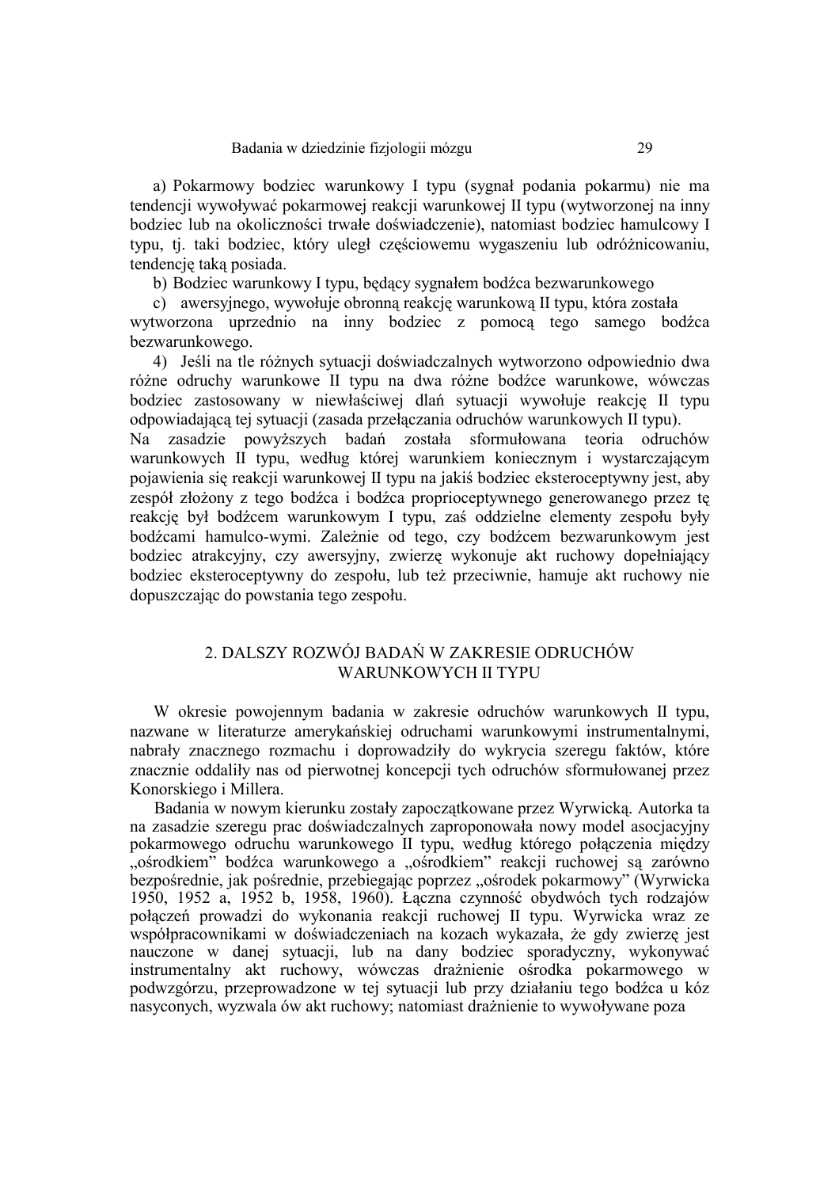a) Pokarmowy bodziec warunkowy I typu (sygnał podania pokarmu) nie ma tendencji wywoływać pokarmowej reakcji warunkowej II typu (wytworzonej na inny bodziec lub na okoliczności trwałe doświadczenie), natomiast bodziec hamulcowy I typu, tj. taki bodziec, który uległ częściowemu wygaszeniu lub odróżnicowaniu, tendencję taką posiada.

b) Bodziec warunkowy I typu, będący sygnałem bodźca bezwarunkowego

c) awersyjnego, wywołuje obronną reakcję warunkową II typu, która została wytworzona uprzednio na inny bodziec z pomocą tego samego bodźca bezwarunkowego.

4) Jeśli na tle różnych sytuacji doświadczalnych wytworzono odpowiednio dwa różne odruchy warunkowe II typu na dwa różne bodźce warunkowe, wówczas bodziec zastosowany w niewłaściwej dlań sytuacji wywołuje reakcję II typu odpowiadającą tej sytuacji (zasada przełączania odruchów warunkowych II typu).

Na zasadzie powyższych badań została sformułowana teoria odruchów warunkowych II typu, według której warunkiem koniecznym i wystarczającym pojawienia się reakcji warunkowej II typu na jakiś bodziec eksteroceptywny jest, aby zespół złożony z tego bodźca i bodźca proprioceptywnego generowanego przez tę reakcję był bodźcem warunkowym I typu, zaś oddzielne elementy zespołu były bodźcami hamulco-wymi. Zależnie od tego, czy bodźcem bezwarunkowym jest bodziec atrakcyjny, czy awersyjny, zwierzę wykonuje akt ruchowy dopełniający bodziec eksteroceptywny do zespołu, lub też przeciwnie, hamuje akt ruchowy nie dopuszczając do powstania tego zespołu.

## 2. DALSZY ROZWÓJ BADAŃ W ZAKRESIE ODRUCHÓW WARUNKOWYCH II TYPU

W okresie powojennym badania w zakresie odruchów warunkowych II typu, nazwane w literaturze amerykańskiej odruchami warunkowymi instrumentalnymi, nabrały znacznego rozmachu i doprowadziły do wykrycia szeregu faktów, które znacznie oddaliły nas od pierwotnej koncepcji tych odruchów sformułowanej przez Konorskiego i Millera.

Badania w nowym kierunku zostały zapoczątkowane przez Wyrwicką. Autorka ta na zasadzie szeregu prac doświadczalnych zaproponowała nowy model asocjacyjny pokarmowego odruchu warunkowego II typu, według którego połączenia między „ośrodkiem" bodźca warunkowego a „ośrodkiem" reakcji ruchowej są zarówno bezpośrednie, jak pośrednie, przebiegając poprzez „ośrodek pokarmowy" (Wyrwicka 1950, 1952 a, 1952 b, 1958, 1960). Łączna czynność obydwóch tych rodzajów połączeń prowadzi do wykonania reakcji ruchowej II typu. Wyrwicka wraz ze współpracownikami w doświadczeniach na kozach wykazała, że gdy zwierzę jest nauczone w danej sytuacji, lub na dany bodziec sporadyczny, wykonywać instrumentalny akt ruchowy, wówczas drażnienie ośrodka pokarmowego w podwzgórzu, przeprowadzone w tej sytuacji lub przy działaniu tego bodźca u kóz nasyconych, wyzwala ów akt ruchowy; natomiast drażnienie to wywoływane poza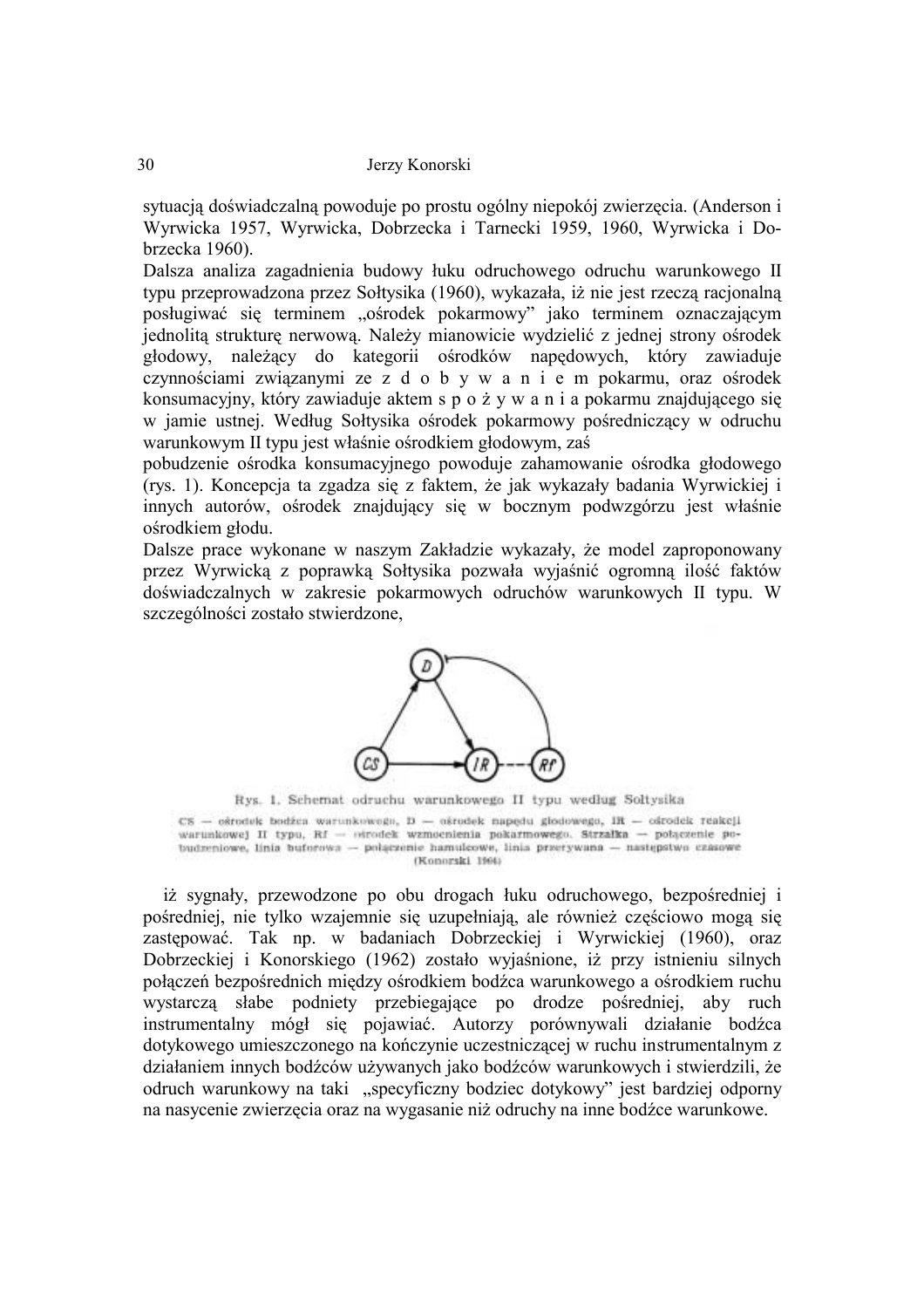sytuacją doświadczalną powoduje po prostu ogólny niepokój zwierzęcia. (Anderson i Wyrwicka 1957, Wyrwicka, Dobrzecka i Tarnecki 1959, 1960, Wyrwicka i Dobrzecka 1960).

Dalsza analiza zagadnienia budowy łuku odruchowego odruchu warunkowego II typu przeprowadzona przez Sołtysika (1960), wykazała, iż nie jest rzeczą racjonalną posługiwać się terminem „ośrodek pokarmowy" jako terminem oznaczającym jednolitą strukturę nerwową. Należy mianowicie wydzielić z jednej strony ośrodek głodowy, należący do kategorii ośrodków napędowych, który zawiaduje czynnościami związanymi ze z d o b y w a n i e m pokarmu, oraz ośrodek konsumacyjny, który zawiaduje aktem s p o ż y w a n i a pokarmu znajdującego się w jamie ustnej. Według Sołtysika ośrodek pokarmowy pośredniczący w odruchu warunkowym II typu jest właśnie ośrodkiem głodowym, zaś

pobudzenie ośrodka konsumacyjnego powoduje zahamowanie ośrodka głodowego (rys. 1). Koncepcja ta zgadza się z faktem, że jak wykazały badania Wyrwickiej i innych autorów, ośrodek znajdujący się w bocznym podwzgórzu jest właśnie ośrodkiem głodu.

Dalsze prace wykonane w naszym Zakładzie wykazały, że model zaproponowany przez Wyrwicką z poprawką Sołtysika pozwała wyjaśnić ogromną ilość faktów doświadczalnych w zakresie pokarmowych odruchów warunkowych II typu. W szczególności zostało stwierdzone,

Rys. 1. Schemat odruchu warunkowego II typu według Sołtysika

CS — ośrodek bodźca warunkowego, D — ośrodek napędu głodowego, IR — ośrodek reakcji warunkowej II typu, Rf — ośrodek wzmocnienia pokarmowego. Strzałka — połączenie pobudzeniowe, linia buforowa — połączenie hamulcowe, linia przerywana — następstwo czasowe (Konorski 1964)

iż sygnały, przewodzone po obu drogach łuku odruchowego, bezpośredniej i pośredniej, nie tylko wzajemnie się uzupełniają, ale również częściowo mogą się zastępować. Tak np. w badaniach Dobrzeckiej i Wyrwickiej (1960), oraz Dobrzeckiej i Konorskiego (1962) zostało wyjaśnione, iż przy istnieniu silnych połączeń bezpośrednich między ośrodkiem bodźca warunkowego a ośrodkiem ruchu wystarczą słabe podniety przebiegające po drodze pośredniej, aby ruch instrumentalny mógł się pojawiać. Autorzy porównywali działanie bodźca dotykowego umieszczonego na kończynie uczestniczącej w ruchu instrumentalnym z działaniem innych bodźców używanych jako bodźców warunkowych i stwierdzili, że odruch warunkowy na taki „specyficzny bodziec dotykowy" jest bardziej odporny na nasycenie zwierzęcia oraz na wygasanie niż odruchy na inne bodźce warunkowe.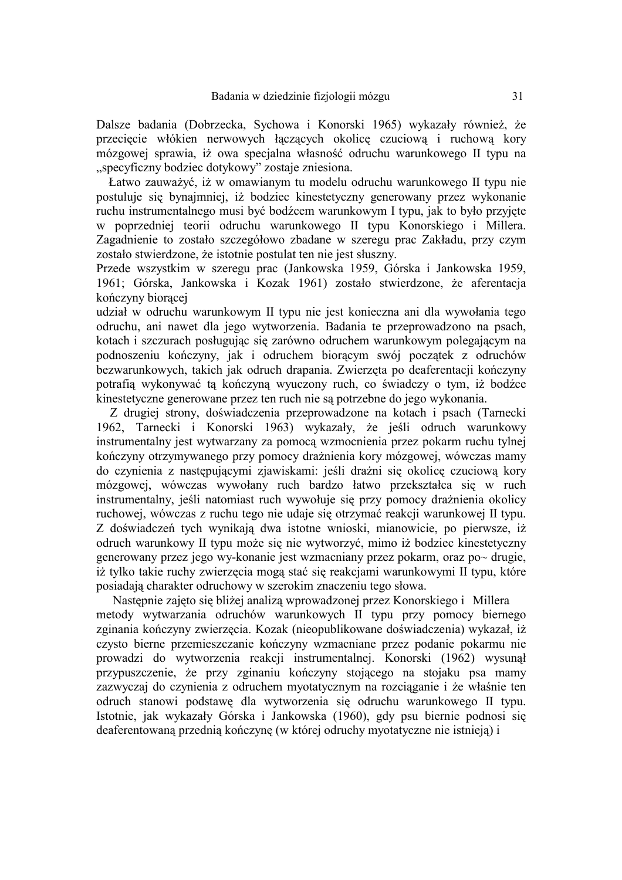Dalsze badania (Dobrzecka, Sychowa i Konorski 1965) wykazały również, że przecięcie włókien nerwowych łączących okolicę czuciową i ruchową kory mózgowej sprawia, iż owa specjalna własność odruchu warunkowego II typu na „specyficzny bodziec dotykowy" zostaje zniesiona.

Łatwo zauważyć, iż w omawianym tu modelu odruchu warunkowego II typu nie postuluje się bynajmniej, iż bodziec kinestetyczny generowany przez wykonanie ruchu instrumentalnego musi być bodźcem warunkowym I typu, jak to było przyjęte w poprzedniej teorii odruchu warunkowego II typu Konorskiego i Millera. Zagadnienie to zostało szczegółowo zbadane w szeregu prac Zakładu, przy czym zostało stwierdzone, że istotnie postulat ten nie jest słuszny.

Przede wszystkim w szeregu prac (Jankowska 1959, Górska i Jankowska 1959, 1961; Górska, Jankowska i Kozak 1961) zostało stwierdzone, że aferentacja kończyny biorącej udział w odruchu warunkowym II typu nie jest konieczna ani dla wywołania tego odruchu, ani nawet dla jego wytworzenia. Badania te przeprowadzono na psach, kotach i szczurach posługując się zarówno odruchem warunkowym polegającym na podnoszeniu kończyny, jak i odruchem biorącym swój początek z odruchów bezwarunkowych, takich jak odruch drapania. Zwierzęta po deaferentacji kończyny potrafią wykonywać tą kończyną wyuczony ruch, co świadczy o tym, iż bodźce kinestetyczne generowane przez ten ruch nie są potrzebne do jego wykonania.

Z drugiej strony, doświadczenia przeprowadzone na kotach i psach (Tarnecki 1962, Tarnecki i Konorski 1963) wykazały, że jeśli odruch warunkowy instrumentalny jest wytwarzany za pomocą wzmocnienia przez pokarm ruchu tylnej kończyny otrzymywanego przy pomocy drażnienia kory mózgowej, wówczas mamy do czynienia z następującymi zjawiskami: jeśli drażni się okolicę czuciową kory mózgowej, wówczas wywołany ruch bardzo łatwo przekształca się w ruch instrumentalny, jeśli natomiast ruch wywołuje się przy pomocy drażnienia okolicy ruchowej, wówczas z ruchu tego nie udaje się otrzymać reakcji warunkowej II typu. Z doświadczeń tych wynikają dwa istotne wnioski, mianowicie, po pierwsze, iż odruch warunkowy II typu może się nie wytworzyć, mimo iż bodziec kinestetyczny generowany przez jego wy-konanie jest wzmacniany przez pokarm, oraz po~ drugie, iż tylko takie ruchy zwierzęcia mogą stać się reakcjami warunkowymi II typu, które posiadają charakter odruchowy w szerokim znaczeniu tego słowa.

Następnie zajęto się bliżej analizą wprowadzonej przez Konorskiego i Millera metody wytwarzania odruchów warunkowych II typu przy pomocy biernego zginania kończyny zwierzęcia. Kozak (nieopublikowane doświadczenia) wykazał, iż czysto bierne przemieszczanie kończyny wzmacniane przez podanie pokarmu nie prowadzi do wytworzenia reakcji instrumentalnej. Konorski (1962) wysunął przypuszczenie, że przy zginaniu kończyny stojącego na stojaku psa mamy zazwyczaj do czynienia z odruchem myotatycznym na rozciąganie i że właśnie ten odruch stanowi podstawę dla wytworzenia się odruchu warunkowego II typu. Istotnie, jak wykazały Górska i Jankowska (1960), gdy psu biernie podnosi się deaferentowaną przednią kończynę (w której odruchy myotatyczne nie istnieją) i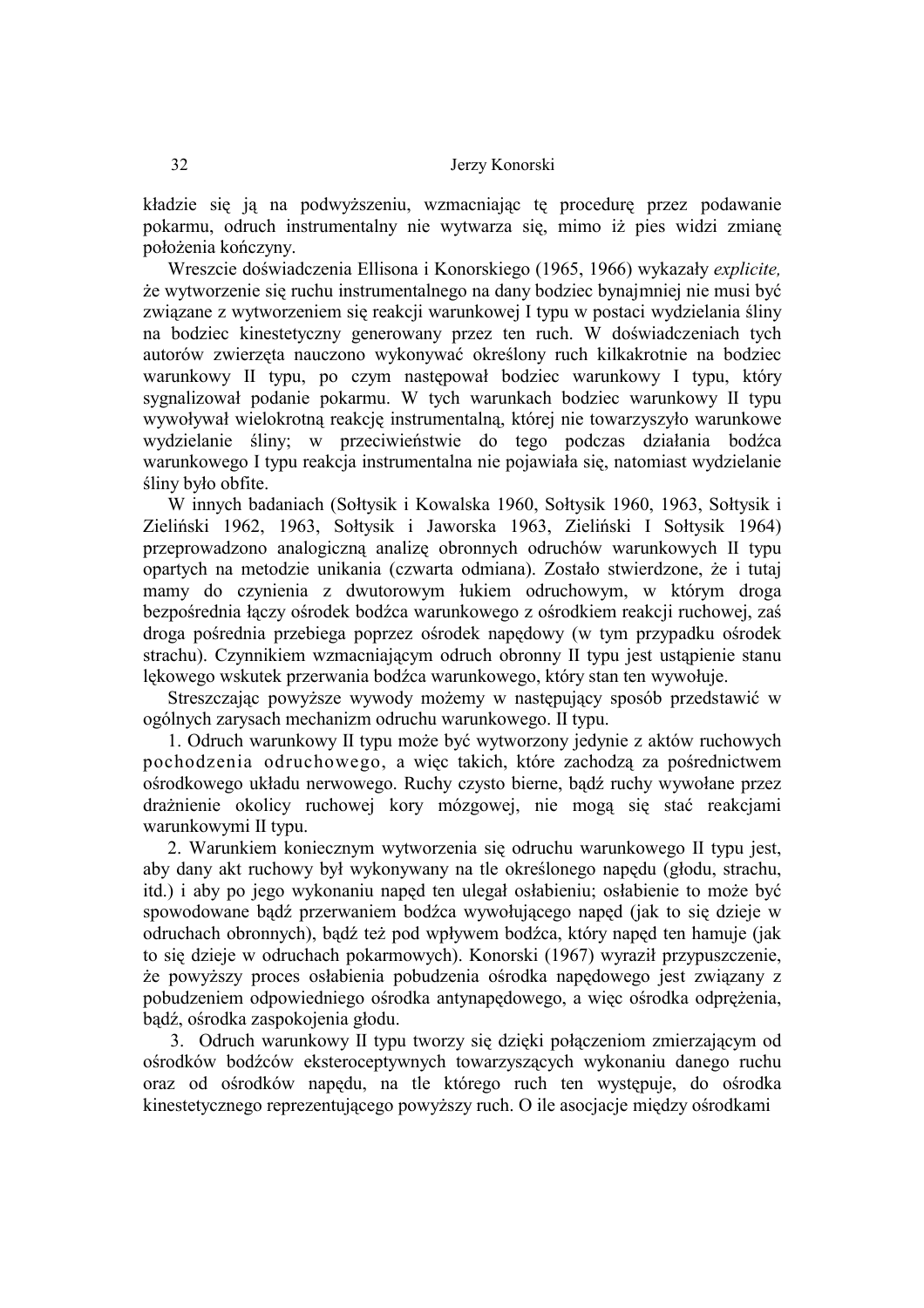kładzie się ją na podwyższeniu, wzmacniając tę procedurę przez podawanie pokarmu, odruch instrumentalny nie wytwarza się, mimo iż pies widzi zmianę położenia kończyny.

Wreszcie doświadczenia Ellisona i Konorskiego (1965, 1966) wykazały *explicite,* że wytworzenie się ruchu instrumentalnego na dany bodziec bynajmniej nie musi być związane z wytworzeniem się reakcji warunkowej I typu w postaci wydzielania śliny na bodziec kinestetyczny generowany przez ten ruch. W doświadczeniach tych autorów zwierzęta nauczono wykonywać określony ruch kilkakrotnie na bodziec warunkowy II typu, po czym następował bodziec warunkowy I typu, który sygnalizował podanie pokarmu. W tych warunkach bodziec warunkowy II typu wywoływał wielokrotną reakcję instrumentalną, której nie towarzyszyło warunkowe wydzielanie śliny; w przeciwieństwie do tego podczas działania bodźca warunkowego I typu reakcja instrumentalna nie pojawiała się, natomiast wydzielanie śliny było obfite.

W innych badaniach (Sołtysik i Kowalska 1960, Sołtysik 1960, 1963, Sołtysik i Zieliński 1962, 1963, Sołtysik i Jaworska 1963, Zieliński I Sołtysik 1964) przeprowadzono analogiczną analizę obronnych odruchów warunkowych II typu opartych na metodzie unikania (czwarta odmiana). Zostało stwierdzone, że i tutaj mamy do czynienia z dwutorowym łukiem odruchowym, w którym droga bezpośrednia łączy ośrodek bodźca warunkowego z ośrodkiem reakcji ruchowej, zaś droga pośrednia przebiega poprzez ośrodek napędowy (w tym przypadku ośrodek strachu). Czynnikiem wzmacniającym odruch obronny II typu jest ustąpienie stanu lękowego wskutek przerwania bodźca warunkowego, który stan ten wywołuje.

Streszczając powyższe wywody możemy w następujący sposób przedstawić w ogólnych zarysach mechanizm odruchu warunkowego. II typu.

1. Odruch warunkowy II typu może być wytworzony jedynie z aktów ruchowych pochodzenia odruchowego, a więc takich, które zachodzą za pośrednictwem ośrodkowego układu nerwowego. Ruchy czysto bierne, bądź ruchy wywołane przez drażnienie okolicy ruchowej kory mózgowej, nie mogą się stać reakcjami warunkowymi II typu.

2. Warunkiem koniecznym wytworzenia się odruchu warunkowego II typu jest, aby dany akt ruchowy był wykonywany na tle określonego napędu (głodu, strachu, itd.) i aby po jego wykonaniu napęd ten ulegał osłabieniu; osłabienie to może być spowodowane bądź przerwaniem bodźca wywołującego napęd (jak to się dzieje w odruchach obronnych), bądź też pod wpływem bodźca, który napęd ten hamuje (jak to się dzieje w odruchach pokarmowych). Konorski (1967) wyraził przypuszczenie, że powyższy proces osłabienia pobudzenia ośrodka napędowego jest związany z pobudzeniem odpowiedniego ośrodka antynapędowego, a więc ośrodka odprężenia, bądź, ośrodka zaspokojenia głodu.

3. Odruch warunkowy II typu tworzy się dzięki połączeniom zmierzającym od ośrodków bodźców eksteroceptywnych towarzyszących wykonaniu danego ruchu oraz od ośrodków napędu, na tle którego ruch ten występuje, do ośrodka kinestetycznego reprezentującego powyższy ruch. O ile asocjacje między ośrodkami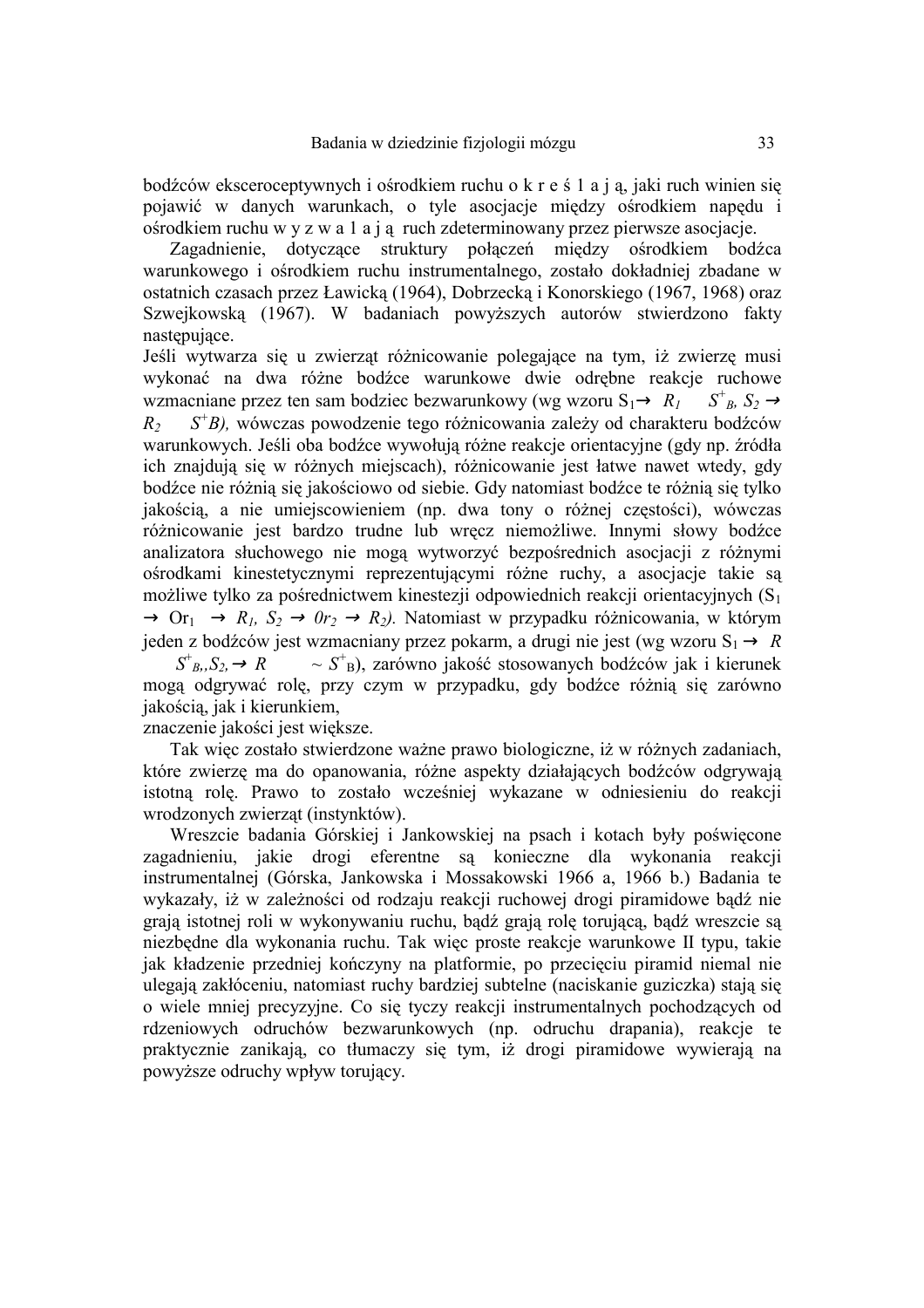bodźców eksceroceptywnych i ośrodkiem ruchu o k r e ś l a j ą, jaki ruch winien się pojawić w danych warunkach, o tyle asocjacje między ośrodkiem napędu i ośrodkiem ruchu w y z w a l a j ą ruch zdeterminowany przez pierwsze asocjacje.

Zagadnienie, dotyczące struktury połączeń między ośrodkiem bodźca warunkowego i ośrodkiem ruchu instrumentalnego, zostało dokładniej zbadane w ostatnich czasach przez Ławicką (1964), Dobrzecką i Konorskiego (1967, 1968) oraz Szwejkowską (1967). W badaniach powyższych autorów stwierdzono fakty następujące.

Jeśli wytwarza się u zwierząt różnicowanie polegające na tym, iż zwierzę musi wykonać na dwa różne bodźce warunkowe dwie odrębne reakcje ruchowe wzmacniane przez ten sam bodziec bezwarunkowy (wg wzoru $S_1 \rightarrow R_1 \quad S^+_B$, $S_2 \rightarrow R_2 \quad S^+B$), wówczas powodzenie tego różnicowania zależy od charakteru bodźców warunkowych. Jeśli oba bodźce wywołują różne reakcje orientacyjne (gdy np. źródła ich znajdują się w różnych miejscach), różnicowanie jest łatwe nawet wtedy, gdy bodźce nie różnią się jakościowo od siebie. Gdy natomiast bodźce te różnią się tylko jakością, a nie umiejscowieniem (np. dwa tony o różnej częstości), wówczas różnicowanie jest bardzo trudne lub wręcz niemożliwe. Innymi słowy bodźce analizatora słuchowego nie mogą wytworzyć bezpośrednich asocjacji z różnymi ośrodkami kinestetycznymi reprezentującymi różne ruchy, a asocjacje takie są możliwe tylko za pośrednictwem kinestezji odpowiednich reakcji orientacyjnych ($S_1 \rightarrow Or_1 \rightarrow R_1$, $S_2 \rightarrow 0r_2 \rightarrow R_2$). Natomiast w przypadku różnicowania, w którym jeden z bodźców jest wzmacniany przez pokarm, a drugi nie jest (wg wzoru $S_1 \rightarrow R \quad S^+_B$, $S_2 \rightarrow R \quad \sim S^+_B$), zarówno jakość stosowanych bodźców jak i kierunek mogą odgrywać rolę, przy czym w przypadku, gdy bodźce różnią się zarówno jakością, jak i kierunkiem,
znaczenie jakości jest większe.

Tak więc zostało stwierdzone ważne prawo biologiczne, iż w różnych zadaniach, które zwierzę ma do opanowania, różne aspekty działających bodźców odgrywają istotną rolę. Prawo to zostało wcześniej wykazane w odniesieniu do reakcji wrodzonych zwierząt (instynktów).

Wreszcie badania Górskiej i Jankowskiej na psach i kotach były poświęcone zagadnieniu, jakie drogi eferentne są konieczne dla wykonania reakcji instrumentalnej (Górska, Jankowska i Mossakowski 1966 a, 1966 b.) Badania te wykazały, iż w zależności od rodzaju reakcji ruchowej drogi piramidowe bądź nie grają istotnej roli w wykonywaniu ruchu, bądź grają rolę torującą, bądź wreszcie są niezbędne dla wykonania ruchu. Tak więc proste reakcje warunkowe II typu, takie jak kładzenie przedniej kończyny na platformie, po przecięciu piramid niemal nie ulegają zakłóceniu, natomiast ruchy bardziej subtelne (naciskanie guziczka) stają się o wiele mniej precyzyjne. Co się tyczy reakcji instrumentalnych pochodzących od rdzeniowych odruchów bezwarunkowych (np. odruchu drapania), reakcje te praktycznie zanikają, co tłumaczy się tym, iż drogi piramidowe wywierają na powyższe odruchy wpływ torujący.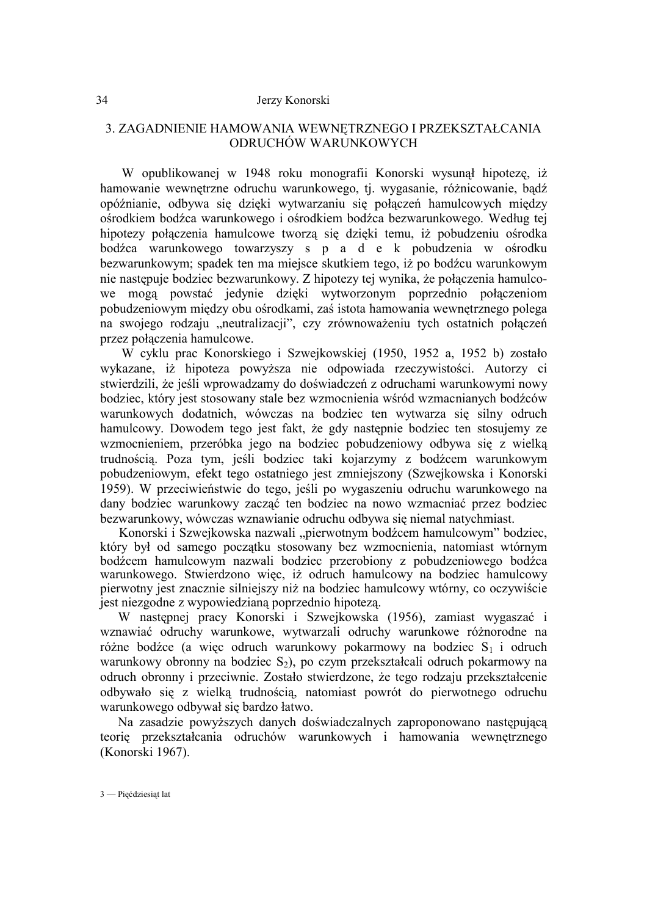## 3. ZAGADNIENIE HAMOWANIA WEWNĘTRZNEGO I PRZEKSZTAŁCANIA ODRUCHÓW WARUNKOWYCH

W opublikowanej w 1948 roku monografii Konorski wysunął hipotezę, iż hamowanie wewnętrzne odruchu warunkowego, tj. wygasanie, różnicowanie, bądź opóźnianie, odbywa się dzięki wytwarzaniu się połączeń hamulcowych między ośrodkiem bodźca warunkowego i ośrodkiem bodźca bezwarunkowego. Według tej hipotezy połączenia hamulcowe tworzą się dzięki temu, iż pobudzeniu ośrodka bodźca warunkowego towarzyszy s p a d e k pobudzenia w ośrodku bezwarunkowym; spadek ten ma miejsce skutkiem tego, iż po bodźcu warunkowym nie następuje bodziec bezwarunkowy. Z hipotezy tej wynika, że połączenia hamulcowe mogą powstać jedynie dzięki wytworzonym poprzednio połączeniom pobudzeniowym między obu ośrodkami, zaś istota hamowania wewnętrznego polega na swojego rodzaju „neutralizacji", czy zrównoważeniu tych ostatnich połączeń przez połączenia hamulcowe.

W cyklu prac Konorskiego i Szwejkowskiej (1950, 1952 a, 1952 b) zostało wykazane, iż hipoteza powyższa nie odpowiada rzeczywistości. Autorzy ci stwierdzili, że jeśli wprowadzamy do doświadczeń z odruchami warunkowymi nowy bodziec, który jest stosowany stale bez wzmocnienia wśród wzmacnianych bodźców warunkowych dodatnich, wówczas na bodziec ten wytwarza się silny odruch hamulcowy. Dowodem tego jest fakt, że gdy następnie bodziec ten stosujemy ze wzmocnieniem, przeróbka jego na bodziec pobudzeniowy odbywa się z wielką trudnością. Poza tym, jeśli bodziec taki kojarzymy z bodźcem warunkowym pobudzeniowym, efekt tego ostatniego jest zmniejszony (Szwejkowska i Konorski 1959). W przeciwieństwie do tego, jeśli po wygaszeniu odruchu warunkowego na dany bodziec warunkowy zacząć ten bodziec na nowo wzmacniać przez bodziec bezwarunkowy, wówczas wznawianie odruchu odbywa się niemal natychmiast.

Konorski i Szwejkowska nazwali „pierwotnym bodźcem hamulcowym" bodziec, który był od samego początku stosowany bez wzmocnienia, natomiast wtórnym bodźcem hamulcowym nazwali bodziec przerobiony z pobudzeniowego bodźca warunkowego. Stwierdzono więc, iż odruch hamulcowy na bodziec hamulcowy pierwotny jest znacznie silniejszy niż na bodziec hamulcowy wtórny, co oczywiście jest niezgodne z wypowiedzianą poprzednio hipotezą.

W następnej pracy Konorski i Szwejkowska (1956), zamiast wygaszać i wznawiać odruchy warunkowe, wytwarzali odruchy warunkowe różnorodne na różne bodźce (a więc odruch warunkowy pokarmowy na bodziec $S_1$ i odruch warunkowy obronny na bodziec $S_2$), po czym przekształcali odruch pokarmowy na odruch obronny i przeciwnie. Zostało stwierdzone, że tego rodzaju przekształcenie odbywało się z wielką trudnością, natomiast powrót do pierwotnego odruchu warunkowego odbywał się bardzo łatwo.

Na zasadzie powyższych danych doświadczalnych zaproponowano następującą teorię przekształcania odruchów warunkowych i hamowania wewnętrznego (Konorski 1967).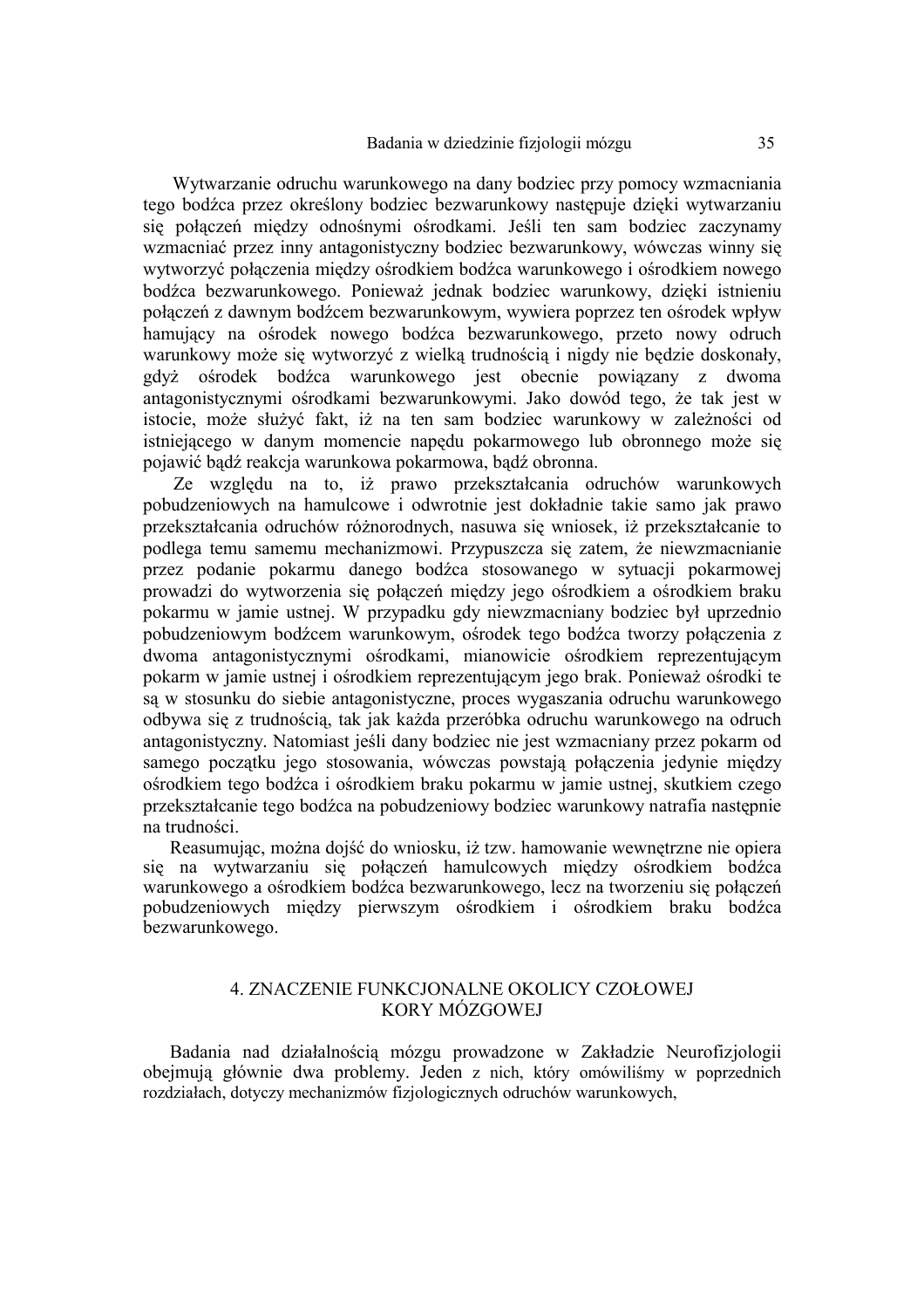Wytwarzanie odruchu warunkowego na dany bodziec przy pomocy wzmacniania tego bodźca przez określony bodziec bezwarunkowy następuje dzięki wytwarzaniu się połączeń między odnośnymi ośrodkami. Jeśli ten sam bodziec zaczynamy wzmacniać przez inny antagonistyczny bodziec bezwarunkowy, wówczas winny się wytworzyć połączenia między ośrodkiem bodźca warunkowego i ośrodkiem nowego bodźca bezwarunkowego. Ponieważ jednak bodziec warunkowy, dzięki istnieniu połączeń z dawnym bodźcem bezwarunkowym, wywiera poprzez ten ośrodek wpływ hamujący na ośrodek nowego bodźca bezwarunkowego, przeto nowy odruch warunkowy może się wytworzyć z wielką trudnością i nigdy nie będzie doskonały, gdyż ośrodek bodźca warunkowego jest obecnie powiązany z dwoma antagonistycznymi ośrodkami bezwarunkowymi. Jako dowód tego, że tak jest w istocie, może służyć fakt, iż na ten sam bodziec warunkowy w zależności od istniejącego w danym momencie napędu pokarmowego lub obronnego może się pojawić bądź reakcja warunkowa pokarmowa, bądź obronna.

Ze względu na to, iż prawo przekształcania odruchów warunkowych pobudzeniowych na hamulcowe i odwrotnie jest dokładnie takie samo jak prawo przekształcania odruchów różnorodnych, nasuwa się wniosek, iż przekształcanie to podlega temu samemu mechanizmowi. Przypuszcza się zatem, że niewzmacnianie przez podanie pokarmu danego bodźca stosowanego w sytuacji pokarmowej prowadzi do wytworzenia się połączeń między jego ośrodkiem a ośrodkiem braku pokarmu w jamie ustnej. W przypadku gdy niewzmacniany bodziec był uprzednio pobudzeniowym bodźcem warunkowym, ośrodek tego bodźca tworzy połączenia z dwoma antagonistycznymi ośrodkami, mianowicie ośrodkiem reprezentującym pokarm w jamie ustnej i ośrodkiem reprezentującym jego brak. Ponieważ ośrodki te są w stosunku do siebie antagonistyczne, proces wygaszania odruchu warunkowego odbywa się z trudnością, tak jak każda przeróbka odruchu warunkowego na odruch antagonistyczny. Natomiast jeśli dany bodziec nie jest wzmacniany przez pokarm od samego początku jego stosowania, wówczas powstają połączenia jedynie między ośrodkiem tego bodźca i ośrodkiem braku pokarmu w jamie ustnej, skutkiem czego przekształcanie tego bodźca na pobudzeniowy bodziec warunkowy natrafia następnie na trudności.

Reasumując, można dojść do wniosku, iż tzw. hamowanie wewnętrzne nie opiera się na wytwarzaniu się połączeń hamulcowych między ośrodkiem bodźca warunkowego a ośrodkiem bodźca bezwarunkowego, lecz na tworzeniu się połączeń pobudzeniowych między pierwszym ośrodkiem i ośrodkiem braku bodźca bezwarunkowego.

## 4. ZNACZENIE FUNKCJONALNE OKOLICY CZOŁOWEJ KORY MÓZGOWEJ

Badania nad działalnością mózgu prowadzone w Zakładzie Neurofizjologii obejmują głównie dwa problemy. Jeden z nich, który omówiliśmy w poprzednich rozdziałach, dotyczy mechanizmów fizjologicznych odruchów warunkowych,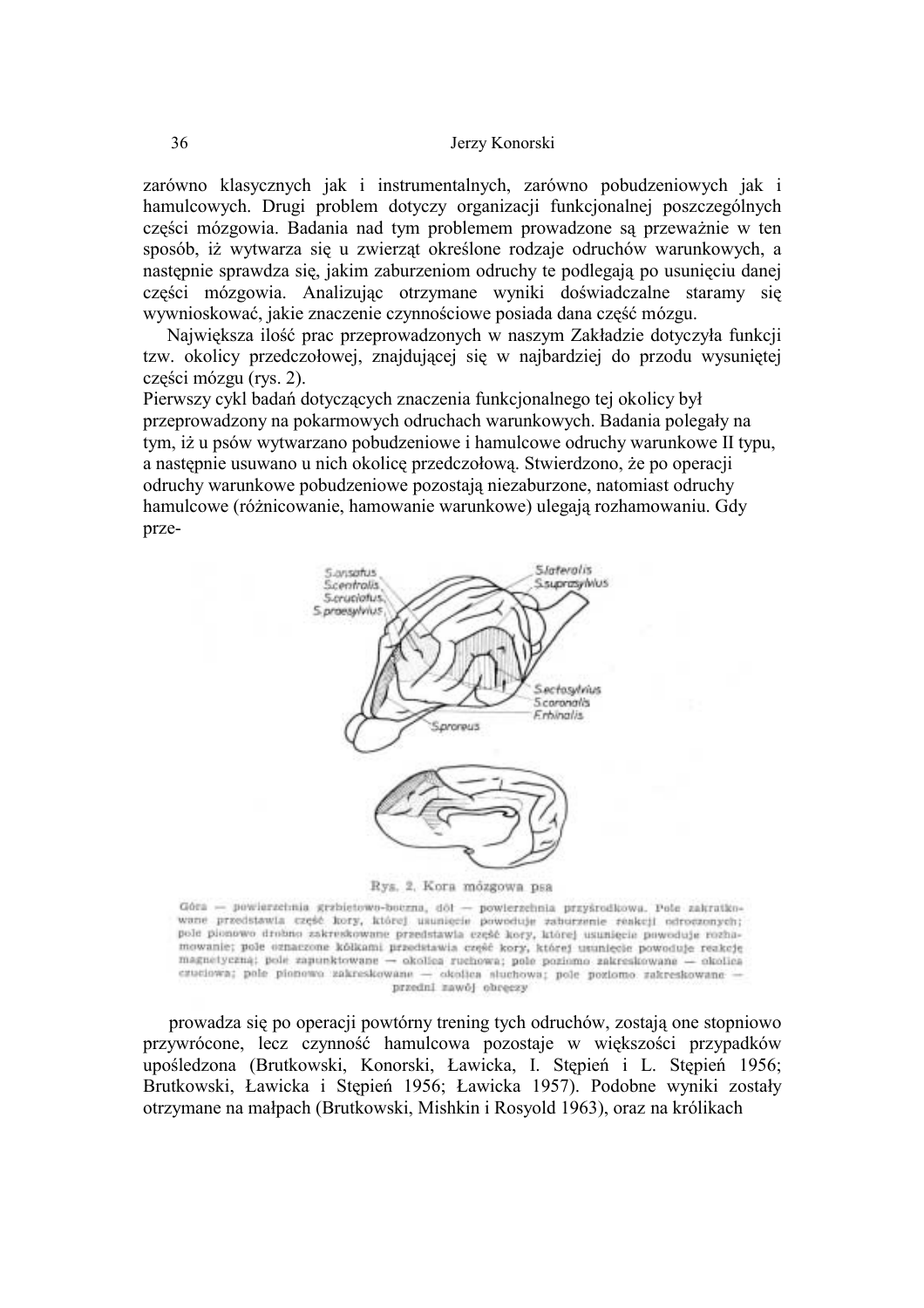zarówno klasycznych jak i instrumentalnych, zarówno pobudzeniowych jak i hamulcowych. Drugi problem dotyczy organizacji funkcjonalnej poszczególnych części mózgowia. Badania nad tym problemem prowadzone są przeważnie w ten sposób, iż wytwarza się u zwierząt określone rodzaje odruchów warunkowych, a następnie sprawdza się, jakim zaburzeniom odruchy te podlegają po usunięciu danej części mózgowia. Analizując otrzymane wyniki doświadczalne staramy się wywnioskować, jakie znaczenie czynnościowe posiada dana część mózgu.

Największa ilość prac przeprowadzonych w naszym Zakładzie dotyczyła funkcji tzw. okolicy przedczołowej, znajdującej się w najbardziej do przodu wysuniętej części mózgu (rys. 2).

Pierwszy cykl badań dotyczących znaczenia funkcjonalnego tej okolicy był przeprowadzony na pokarmowych odruchach warunkowych. Badania polegały na tym, iż u psów wytwarzano pobudzeniowe i hamulcowe odruchy warunkowe II typu, a następnie usuwano u nich okolicę przedczołową. Stwierdzono, że po operacji odruchy warunkowe pobudzeniowe pozostają niezaburzone, natomiast odruchy hamulcowe (różnicowanie, hamowanie warunkowe) ulegają rozhamowaniu. Gdy prze-

S.ansatus
S.centralis
S.cruciatus
S.praesylvius
S.lateralis
S.suprasylvius
S.ectosylvius
S.coronalis
S.rhinalis
S.proreus

Rys. 2. Kora mózgowa psa

Góra — powierzchnia grzbietowo-boczna, dół — powierzchnia przyśrodkowa. Pole zakratkowane przedstawia część kory, której usunięcie powoduje zaburzenie reakcji odroczonych; pole pionowo drobno zakreskowane przedstawia część kory, której usunięcie powoduje rozhamowanie; pole oznaczone kółkami przedstawia część kory, której usunięcie powoduje reakcje magnetyczną; pole zapunktowane — okolica ruchowa; pole poziomo zakreskowane — okolica czuciowa; pole pionowo zakreskowane — okolica słuchowa; pole poziomo zakreskowane — przedni zawój obręczy

prowadza się po operacji powtórny trening tych odruchów, zostają one stopniowo przywrócone, lecz czynność hamulcowa pozostaje w większości przypadków upośledzona (Brutkowski, Konorski, Ławicka, I. Stępień i L. Stępień 1956; Brutkowski, Ławicka i Stępień 1956; Ławicka 1957). Podobne wyniki zostały otrzymane na małpach (Brutkowski, Mishkin i Rosyold 1963), oraz na królikach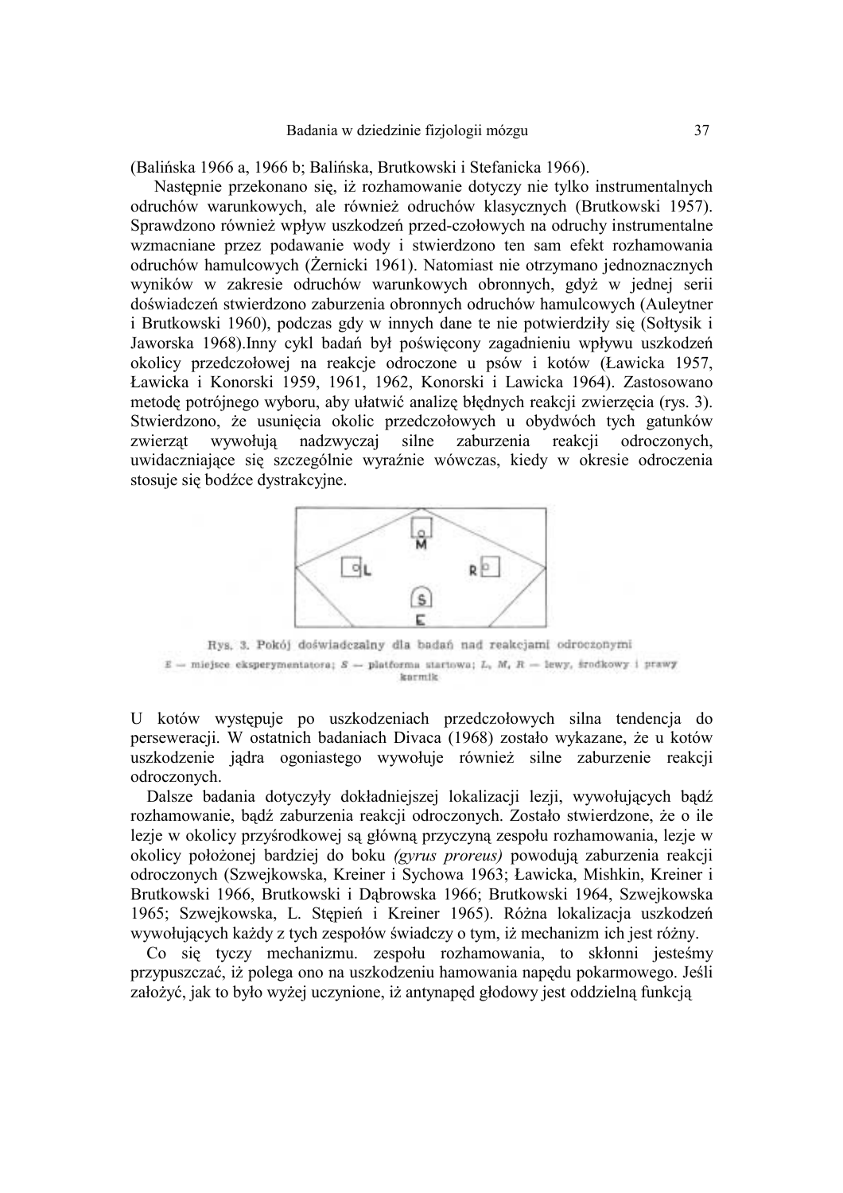(Balińska 1966 a, 1966 b; Balińska, Brutkowski i Stefanicka 1966).

Następnie przekonano się, iż rozhamowanie dotyczy nie tylko instrumentalnych odruchów warunkowych, ale również odruchów klasycznych (Brutkowski 1957). Sprawdzono również wpływ uszkodzeń przed-czołowych na odruchy instrumentalne wzmacniane przez podawanie wody i stwierdzono ten sam efekt rozhamowania odruchów hamulcowych (Żernicki 1961). Natomiast nie otrzymano jednoznacznych wyników w zakresie odruchów warunkowych obronnych, gdyż w jednej serii doświadczeń stwierdzono zaburzenia obronnych odruchów hamulcowych (Auleytner i Brutkowski 1960), podczas gdy w innych dane te nie potwierdziły się (Sołtysik i Jaworska 1968).Inny cykl badań był poświęcony zagadnieniu wpływu uszkodzeń okolicy przedczołowej na reakcje odroczone u psów i kotów (Ławicka 1957, Ławicka i Konorski 1959, 1961, 1962, Konorski i Lawicka 1964). Zastosowano metodę potrójnego wyboru, aby ułatwić analizę błędnych reakcji zwierzęcia (rys. 3). Stwierdzono, że usunięcia okolic przedczołowych u obydwóch tych gatunków zwierząt wywołują nadzwyczaj silne zaburzenia reakcji odroczonych, uwidaczniające się szczególnie wyraźnie wówczas, kiedy w okresie odroczenia stosuje się bodźce dystrakcyjne.

Rys. 3. Pokój doświadczalny dla badań nad reakcjami odroczonymi

E — miejsce eksperymentatora; S — platforma startowa; L, M, R — lewy, środkowy i prawy karmik

U kotów występuje po uszkodzeniach przedczołowych silna tendencja do perseweracji. W ostatnich badaniach Divaca (1968) zostało wykazane, że u kotów uszkodzenie jądra ogoniastego wywołuje również silne zaburzenie reakcji odroczonych.

Dalsze badania dotyczyły dokładniejszej lokalizacji lezji, wywołujących bądź rozhamowanie, bądź zaburzenia reakcji odroczonych. Zostało stwierdzone, że o ile lezje w okolicy przyśrodkowej są główną przyczyną zespołu rozhamowania, lezje w okolicy położonej bardziej do boku *(gyrus proreus)* powodują zaburzenia reakcji odroczonych (Szwejkowska, Kreiner i Sychowa 1963; Ławicka, Mishkin, Kreiner i Brutkowski 1966, Brutkowski i Dąbrowska 1966; Brutkowski 1964, Szwejkowska 1965; Szwejkowska, L. Stępień i Kreiner 1965). Różna lokalizacja uszkodzeń wywołujących każdy z tych zespołów świadczy o tym, iż mechanizm ich jest różny.

Co się tyczy mechanizmu. zespołu rozhamowania, to skłonni jesteśmy przypuszczać, iż polega ono na uszkodzeniu hamowania napędu pokarmowego. Jeśli założyć, jak to było wyżej uczynione, iż antynapęd głodowy jest oddzielną funkcją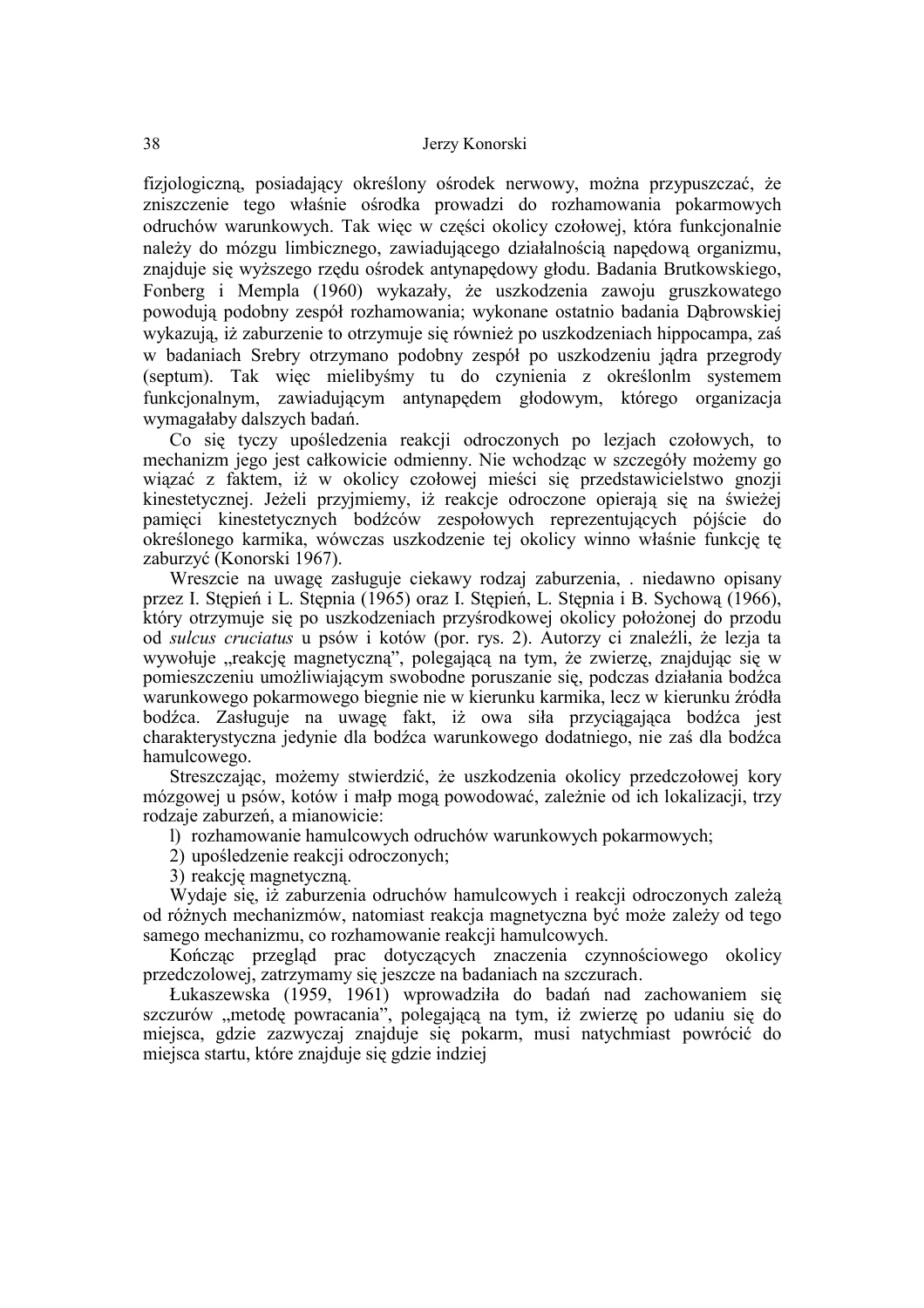fizjologiczną, posiadający określony ośrodek nerwowy, można przypuszczać, że zniszczenie tego właśnie ośrodka prowadzi do rozhamowania pokarmowych odruchów warunkowych. Tak więc w części okolicy czołowej, która funkcjonalnie należy do mózgu limbicznego, zawiadującego działalnością napędową organizmu, znajduje się wyższego rzędu ośrodek antynapędowy głodu. Badania Brutkowskiego, Fonberg i Mempla (1960) wykazały, że uszkodzenia zawoju gruszkowatego powodują podobny zespół rozhamowania; wykonane ostatnio badania Dąbrowskiej wykazują, iż zaburzenie to otrzymuje się również po uszkodzeniach hippocampa, zaś w badaniach Srebry otrzymano podobny zespół po uszkodzeniu jądra przegrody (septum). Tak więc mielibyśmy tu do czynienia z określonlm systemem funkcjonalnym, zawiadującym antynapędem głodowym, którego organizacja wymagałaby dalszych badań.

Co się tyczy upośledzenia reakcji odroczonych po lezjach czołowych, to mechanizm jego jest całkowicie odmienny. Nie wchodząc w szczegóły możemy go wiązać z faktem, iż w okolicy czołowej mieści się przedstawicielstwo gnozji kinestetycznej. Jeżeli przyjmiemy, iż reakcje odroczone opierają się na świeżej pamięci kinestetycznych bodźców zespołowych reprezentujących pójście do określonego karmika, wówczas uszkodzenie tej okolicy winno właśnie funkcję tę zaburzyć (Konorski 1967).

Wreszcie na uwagę zasługuje ciekawy rodzaj zaburzenia, . niedawno opisany przez I. Stępień i L. Stępnia (1965) oraz I. Stępień, L. Stępnia i B. Sychową (1966), który otrzymuje się po uszkodzeniach przyśrodkowej okolicy położonej do przodu od *sulcus cruciatus* u psów i kotów (por. rys. 2). Autorzy ci znaleźli, że lezja ta wywołuje „reakcję magnetyczną", polegającą na tym, że zwierzę, znajdując się w pomieszczeniu umożliwiającym swobodne poruszanie się, podczas działania bodźca warunkowego pokarmowego biegnie nie w kierunku karmika, lecz w kierunku źródła bodźca. Zasługuje na uwagę fakt, iż owa siła przyciągająca bodźca jest charakterystyczna jedynie dla bodźca warunkowego dodatniego, nie zaś dla bodźca hamulcowego.

Streszczając, możemy stwierdzić, że uszkodzenia okolicy przedczołowej kory mózgowej u psów, kotów i małp mogą powodować, zależnie od ich lokalizacji, trzy rodzaje zaburzeń, a mianowicie:

l) rozhamowanie hamulcowych odruchów warunkowych pokarmowych;
2) upośledzenie reakcji odroczonych;
3) reakcję magnetyczną.

Wydaje się, iż zaburzenia odruchów hamulcowych i reakcji odroczonych zależą od różnych mechanizmów, natomiast reakcja magnetyczna być może zależy od tego samego mechanizmu, co rozhamowanie reakcji hamulcowych.

Kończąc przegląd prac dotyczących znaczenia czynnościowego okolicy przedczolowej, zatrzymamy się jeszcze na badaniach na szczurach.

Łukaszewska (1959, 1961) wprowadziła do badań nad zachowaniem się szczurów „metodę powracania", polegającą na tym, iż zwierzę po udaniu się do miejsca, gdzie zazwyczaj znajduje się pokarm, musi natychmiast powrócić do miejsca startu, które znajduje się gdzie indziej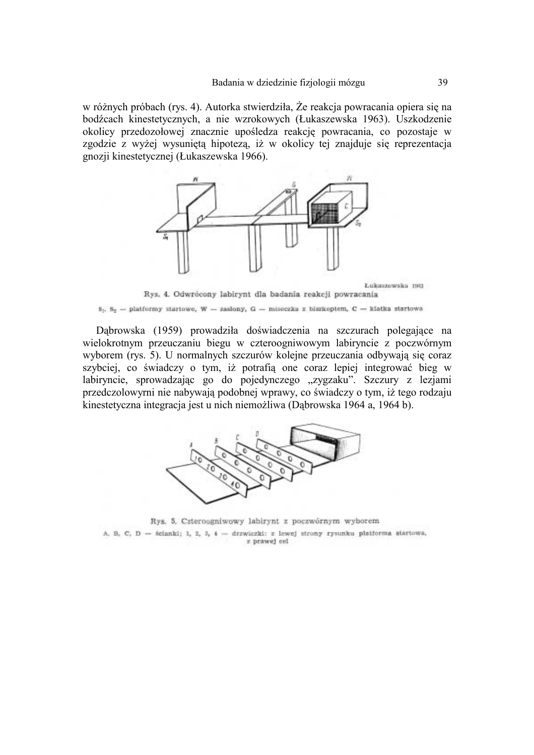w różnych próbach (rys. 4). Autorka stwierdziła, Że reakcja powracania opiera się na bodźcach kinestetycznych, a nie wzrokowych (Łukaszewska 1963). Uszkodzenie okolicy przedozołowej znacznie upośledza reakcję powracania, co pozostaje w zgodzie z wyżej wysuniętą hipotezą, iż w okolicy tej znajduje się reprezentacja gnozji kinestetycznej (Łukaszewska 1966).

Łukaszewska 1963

Rys. 4. Odwrócony labirynt dla badania reakcji powracania

$S_1$, $S_2$ — platformy startowe, W — zasłony, G — miseczka z biszkoptem, C — klatka startowa

Dąbrowska (1959) prowadziła doświadczenia na szczurach polegające na wielokrotnym przeuczaniu biegu w czteroogniwowym labiryncie z poczwórnym wyborem (rys. 5). U normalnych szczurów kolejne przeuczania odbywają się coraz szybciej, co świadczy o tym, iż potrafią one coraz lepiej integrować bieg w labiryncie, sprowadzając go do pojedynczego „zygzaku". Szczury z lezjami przedczolowyrni nie nabywają podobnej wprawy, co świadczy o tym, iż tego rodzaju kinestetyczna integracja jest u nich niemożliwa (Dąbrowska 1964 a, 1964 b).

Rys. 5. Czteroogniwowy labirynt z poczwórnym wyborem

A, B, C, D — ścianki; 1, 2, 3, 4 — drzwiczki: z lewej strony rysunku platforma startowa, z prawej cel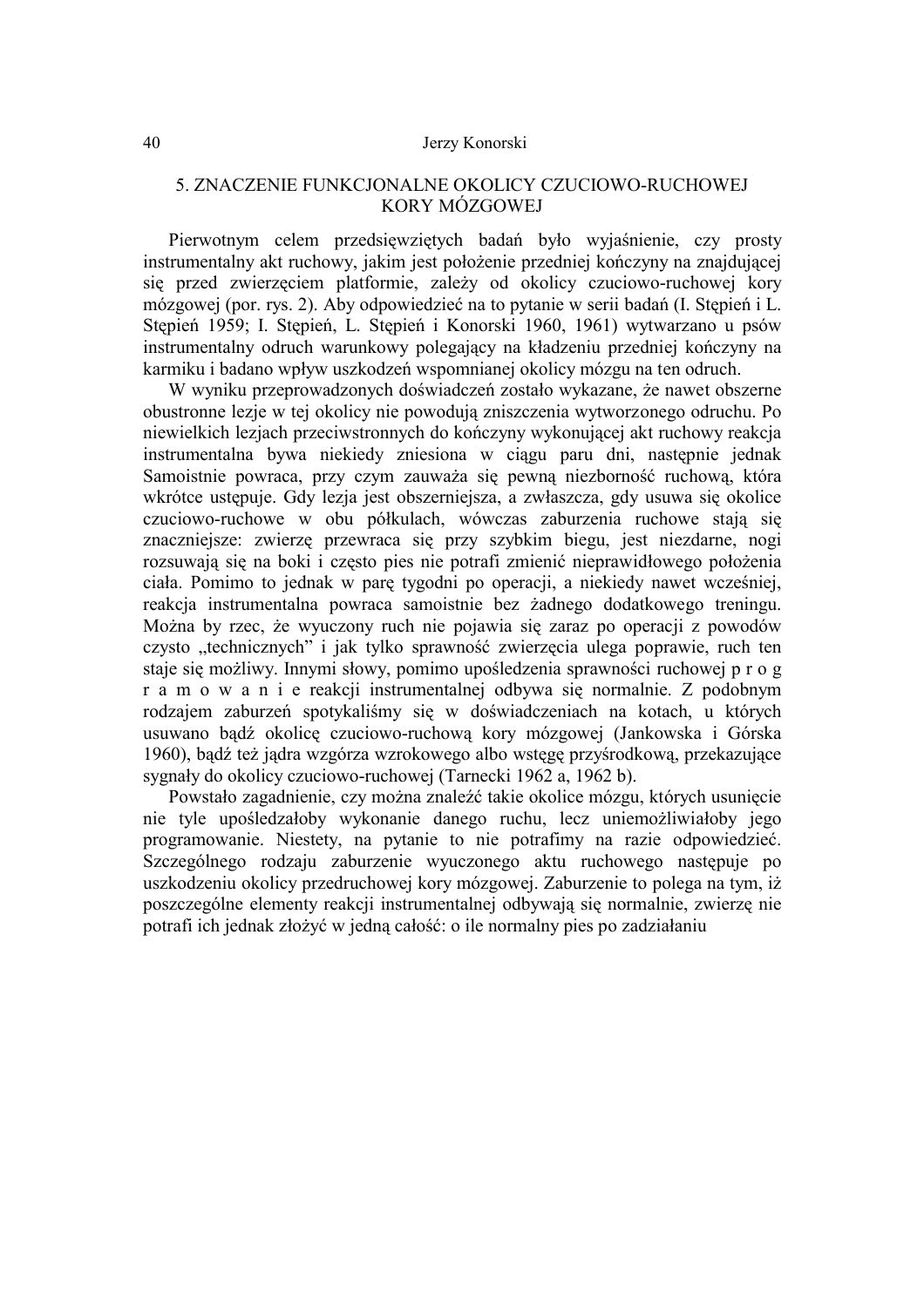## 5. ZNACZENIE FUNKCJONALNE OKOLICY CZUCIOWO-RUCHOWEJ KORY MÓZGOWEJ

Pierwotnym celem przedsięwziętych badań było wyjaśnienie, czy prosty instrumentalny akt ruchowy, jakim jest położenie przedniej kończyny na znajdującej się przed zwierzęciem platformie, zależy od okolicy czuciowo-ruchowej kory mózgowej (por. rys. 2). Aby odpowiedzieć na to pytanie w serii badań (I. Stępień i L. Stępień 1959; I. Stępień, L. Stępień i Konorski 1960, 1961) wytwarzano u psów instrumentalny odruch warunkowy polegający na kładzeniu przedniej kończyny na karmiku i badano wpływ uszkodzeń wspomnianej okolicy mózgu na ten odruch.

W wyniku przeprowadzonych doświadczeń zostało wykazane, że nawet obszerne obustronne lezje w tej okolicy nie powodują zniszczenia wytworzonego odruchu. Po niewielkich lezjach przeciwstronnych do kończyny wykonującej akt ruchowy reakcja instrumentalna bywa niekiedy zniesiona w ciągu paru dni, następnie jednak Samoistnie powraca, przy czym zauważa się pewną niezborność ruchową, która wkrótce ustępuje. Gdy lezja jest obszerniejsza, a zwłaszcza, gdy usuwa się okolice czuciowo-ruchowe w obu półkulach, wówczas zaburzenia ruchowe stają się znaczniejsze: zwierzę przewraca się przy szybkim biegu, jest niezdarne, nogi rozsuwają się na boki i często pies nie potrafi zmienić nieprawidłowego położenia ciała. Pomimo to jednak w parę tygodni po operacji, a niekiedy nawet wcześniej, reakcja instrumentalna powraca samoistnie bez żadnego dodatkowego treningu. Można by rzec, że wyuczony ruch nie pojawia się zaraz po operacji z powodów czysto „technicznych" i jak tylko sprawność zwierzęcia ulega poprawie, ruch ten staje się możliwy. Innymi słowy, pomimo upośledzenia sprawności ruchowej p r o g r a m o w a n i e reakcji instrumentalnej odbywa się normalnie. Z podobnym rodzajem zaburzeń spotykaliśmy się w doświadczeniach na kotach, u których usuwano bądź okolicę czuciowo-ruchową kory mózgowej (Jankowska i Górska 1960), bądź też jądra wzgórza wzrokowego albo wstęgę przyśrodkową, przekazujące sygnały do okolicy czuciowo-ruchowej (Tarnecki 1962 a, 1962 b).

Powstało zagadnienie, czy można znaleźć takie okolice mózgu, których usunięcie nie tyle upośledzałoby wykonanie danego ruchu, lecz uniemożliwiałoby jego programowanie. Niestety, na pytanie to nie potrafimy na razie odpowiedzieć. Szczególnego rodzaju zaburzenie wyuczonego aktu ruchowego następuje po uszkodzeniu okolicy przedruchowej kory mózgowej. Zaburzenie to polega na tym, iż poszczególne elementy reakcji instrumentalnej odbywają się normalnie, zwierzę nie potrafi ich jednak złożyć w jedną całość: o ile normalny pies po zadziałaniu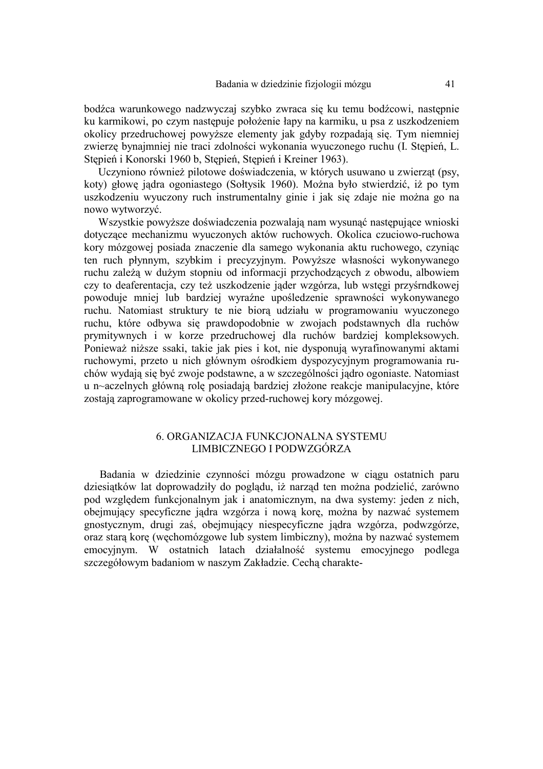bodźca warunkowego nadzwyczaj szybko zwraca się ku temu bodźcowi, następnie ku karmikowi, po czym następuje położenie łapy na karmiku, u psa z uszkodzeniem okolicy przedruchowej powyższe elementy jak gdyby rozpadają się. Tym niemniej zwierzę bynajmniej nie traci zdolności wykonania wyuczonego ruchu (I. Stępień, L. Stępień i Konorski 1960 b, Stępień, Stępień i Kreiner 1963).

Uczyniono również pilotowe doświadczenia, w których usuwano u zwierząt (psy, koty) głowę jądra ogoniastego (Sołtysik 1960). Można było stwierdzić, iż po tym uszkodzeniu wyuczony ruch instrumentalny ginie i jak się zdaje nie można go na nowo wytworzyć.

Wszystkie powyższe doświadczenia pozwalają nam wysunąć następujące wnioski dotyczące mechanizmu wyuczonych aktów ruchowych. Okolica czuciowo-ruchowa kory mózgowej posiada znaczenie dla samego wykonania aktu ruchowego, czyniąc ten ruch płynnym, szybkim i precyzyjnym. Powyższe własności wykonywanego ruchu zależą w dużym stopniu od informacji przychodzących z obwodu, albowiem czy to deaferentacja, czy też uszkodzenie jąder wzgórza, lub wstęgi przyśrndkowej powoduje mniej lub bardziej wyraźne upośledzenie sprawności wykonywanego ruchu. Natomiast struktury te nie biorą udziału w programowaniu wyuczonego ruchu, które odbywa się prawdopodobnie w zwojach podstawnych dla ruchów prymitywnych i w korze przedruchowej dla ruchów bardziej kompleksowych. Ponieważ niższe ssaki, takie jak pies i kot, nie dysponują wyrafinowanymi aktami ruchowymi, przeto u nich głównym ośrodkiem dyspozycyjnym programowania ruchów wydają się być zwoje podstawne, a w szczególności jądro ogoniaste. Natomiast u n~aczelnych główną rolę posiadają bardziej złożone reakcje manipulacyjne, które zostają zaprogramowane w okolicy przed-ruchowej kory mózgowej.

## 6. ORGANIZACJA FUNKCJONALNA SYSTEMU LIMBICZNEGO I PODWZGÓRZA

Badania w dziedzinie czynności mózgu prowadzone w ciągu ostatnich paru dziesiątków lat doprowadziły do poglądu, iż narząd ten można podzielić, zarówno pod względem funkcjonalnym jak i anatomicznym, na dwa systemy: jeden z nich, obejmujący specyficzne jądra wzgórza i nową korę, można by nazwać systemem gnostycznym, drugi zaś, obejmujący niespecyficzne jądra wzgórza, podwzgórze, oraz starą korę (węchomózgowe lub system limbiczny), można by nazwać systemem emocyjnym. W ostatnich latach działalność systemu emocyjnego podlega szczegółowym badaniom w naszym Zakładzie. Cechą charakte-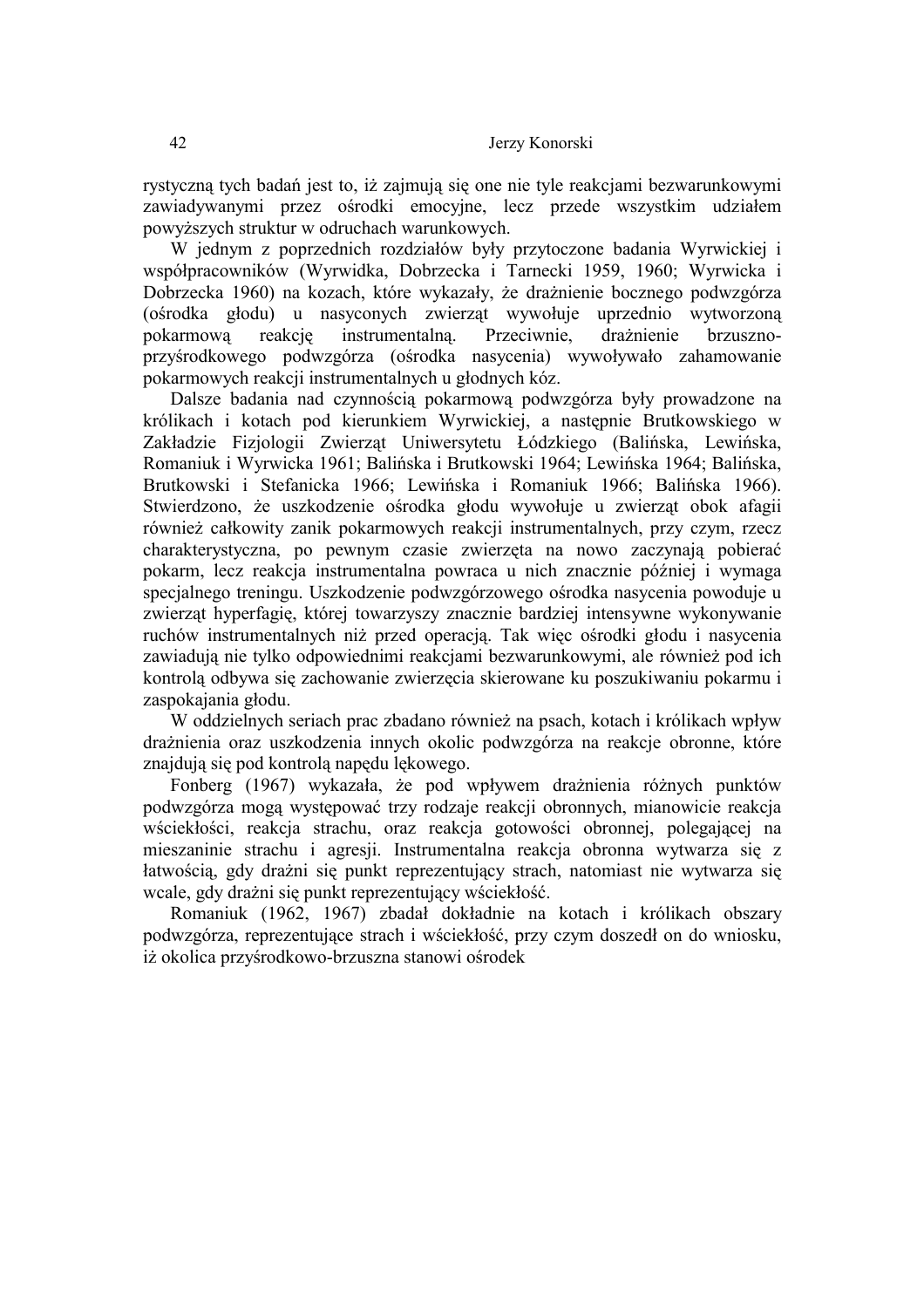rystyczną tych badań jest to, iż zajmują się one nie tyle reakcjami bezwarunkowymi zawiadywanymi przez ośrodki emocyjne, lecz przede wszystkim udziałem powyższych struktur w odruchach warunkowych.

W jednym z poprzednich rozdziałów były przytoczone badania Wyrwickiej i współpracowników (Wyrwidka, Dobrzecka i Tarnecki 1959, 1960; Wyrwicka i Dobrzecka 1960) na kozach, które wykazały, że drażnienie bocznego podwzgórza (ośrodka głodu) u nasyconych zwierząt wywołuje uprzednio wytworzoną pokarmową reakcję instrumentalną. Przeciwnie, drażnienie brzuszno-przyśrodkowego podwzgórza (ośrodka nasycenia) wywoływało zahamowanie pokarmowych reakcji instrumentalnych u głodnych kóz.

Dalsze badania nad czynnością pokarmową podwzgórza były prowadzone na królikach i kotach pod kierunkiem Wyrwickiej, a następnie Brutkowskiego w Zakładzie Fizjologii Zwierząt Uniwersytetu Łódzkiego (Balińska, Lewińska, Romaniuk i Wyrwicka 1961; Balińska i Brutkowski 1964; Lewińska 1964; Balińska, Brutkowski i Stefanicka 1966; Lewińska i Romaniuk 1966; Balińska 1966). Stwierdzono, że uszkodzenie ośrodka głodu wywołuje u zwierząt obok afagii również całkowity zanik pokarmowych reakcji instrumentalnych, przy czym, rzecz charakterystyczna, po pewnym czasie zwierzęta na nowo zaczynają pobierać pokarm, lecz reakcja instrumentalna powraca u nich znacznie później i wymaga specjalnego treningu. Uszkodzenie podwzgórzowego ośrodka nasycenia powoduje u zwierząt hyperfagię, której towarzyszy znacznie bardziej intensywne wykonywanie ruchów instrumentalnych niż przed operacją. Tak więc ośrodki głodu i nasycenia zawiadują nie tylko odpowiednimi reakcjami bezwarunkowymi, ale również pod ich kontrolą odbywa się zachowanie zwierzęcia skierowane ku poszukiwaniu pokarmu i zaspokajania głodu.

W oddzielnych seriach prac zbadano również na psach, kotach i królikach wpływ drażnienia oraz uszkodzenia innych okolic podwzgórza na reakcje obronne, które znajdują się pod kontrolą napędu lękowego.

Fonberg (1967) wykazała, że pod wpływem drażnienia różnych punktów podwzgórza mogą występować trzy rodzaje reakcji obronnych, mianowicie reakcja wściekłości, reakcja strachu, oraz reakcja gotowości obronnej, polegającej na mieszaninie strachu i agresji. Instrumentalna reakcja obronna wytwarza się z łatwością, gdy drażni się punkt reprezentujący strach, natomiast nie wytwarza się wcale, gdy drażni się punkt reprezentujący wściekłość.

Romaniuk (1962, 1967) zbadał dokładnie na kotach i królikach obszary podwzgórza, reprezentujące strach i wściekłość, przy czym doszedł on do wniosku, iż okolica przyśrodkowo-brzuszna stanowi ośrodek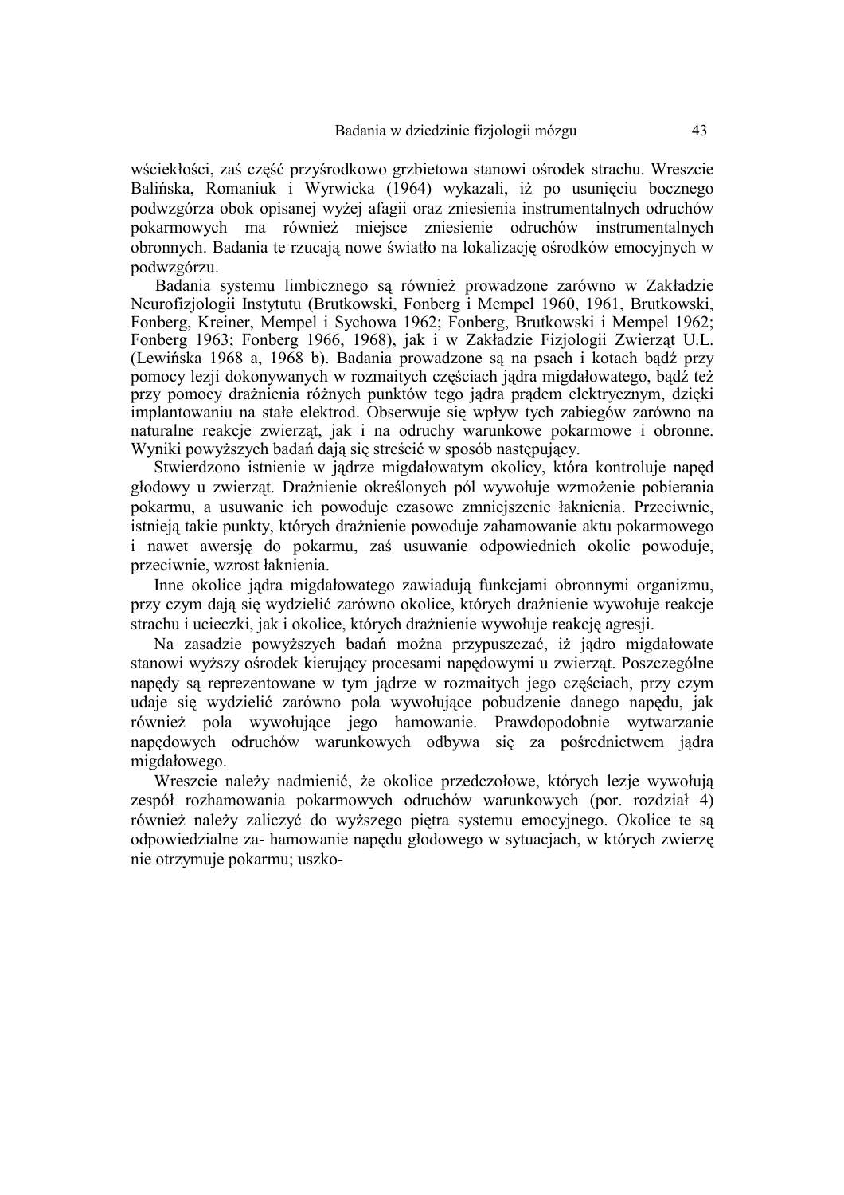wściekłości, zaś część przyśrodkowo grzbietowa stanowi ośrodek strachu. Wreszcie Balińska, Romaniuk i Wyrwicka (1964) wykazali, iż po usunięciu bocznego podwzgórza obok opisanej wyżej afagii oraz zniesienia instrumentalnych odruchów pokarmowych ma również miejsce zniesienie odruchów instrumentalnych obronnych. Badania te rzucają nowe światło na lokalizację ośrodków emocyjnych w podwzgórzu.

Badania systemu limbicznego są również prowadzone zarówno w Zakładzie Neurofizjologii Instytutu (Brutkowski, Fonberg i Mempel 1960, 1961, Brutkowski, Fonberg, Kreiner, Mempel i Sychowa 1962; Fonberg, Brutkowski i Mempel 1962; Fonberg 1963; Fonberg 1966, 1968), jak i w Zakładzie Fizjologii Zwierząt U.L. (Lewińska 1968 a, 1968 b). Badania prowadzone są na psach i kotach bądź przy pomocy lezji dokonywanych w rozmaitych częściach jądra migdałowatego, bądź też przy pomocy drażnienia różnych punktów tego jądra prądem elektrycznym, dzięki implantowaniu na stałe elektrod. Obserwuje się wpływ tych zabiegów zarówno na naturalne reakcje zwierząt, jak i na odruchy warunkowe pokarmowe i obronne. Wyniki powyższych badań dają się streścić w sposób następujący.

Stwierdzono istnienie w jądrze migdałowatym okolicy, która kontroluje napęd głodowy u zwierząt. Drażnienie określonych pól wywołuje wzmożenie pobierania pokarmu, a usuwanie ich powoduje czasowe zmniejszenie łaknienia. Przeciwnie, istnieją takie punkty, których drażnienie powoduje zahamowanie aktu pokarmowego i nawet awersję do pokarmu, zaś usuwanie odpowiednich okolic powoduje, przeciwnie, wzrost łaknienia.

Inne okolice jądra migdałowatego zawiadują funkcjami obronnymi organizmu, przy czym dają się wydzielić zarówno okolice, których drażnienie wywołuje reakcje strachu i ucieczki, jak i okolice, których drażnienie wywołuje reakcję agresji.

Na zasadzie powyższych badań można przypuszczać, iż jądro migdałowate stanowi wyższy ośrodek kierujący procesami napędowymi u zwierząt. Poszczególne napędy są reprezentowane w tym jądrze w rozmaitych jego częściach, przy czym udaje się wydzielić zarówno pola wywołujące pobudzenie danego napędu, jak również pola wywołujące jego hamowanie. Prawdopodobnie wytwarzanie napędowych odruchów warunkowych odbywa się za pośrednictwem jądra migdałowego.

Wreszcie należy nadmienić, że okolice przedczołowe, których lezje wywołują zespół rozhamowania pokarmowych odruchów warunkowych (por. rozdział 4) również należy zaliczyć do wyższego piętra systemu emocyjnego. Okolice te są odpowiedzialne za- hamowanie napędu głodowego w sytuacjach, w których zwierzę nie otrzymuje pokarmu; uszko-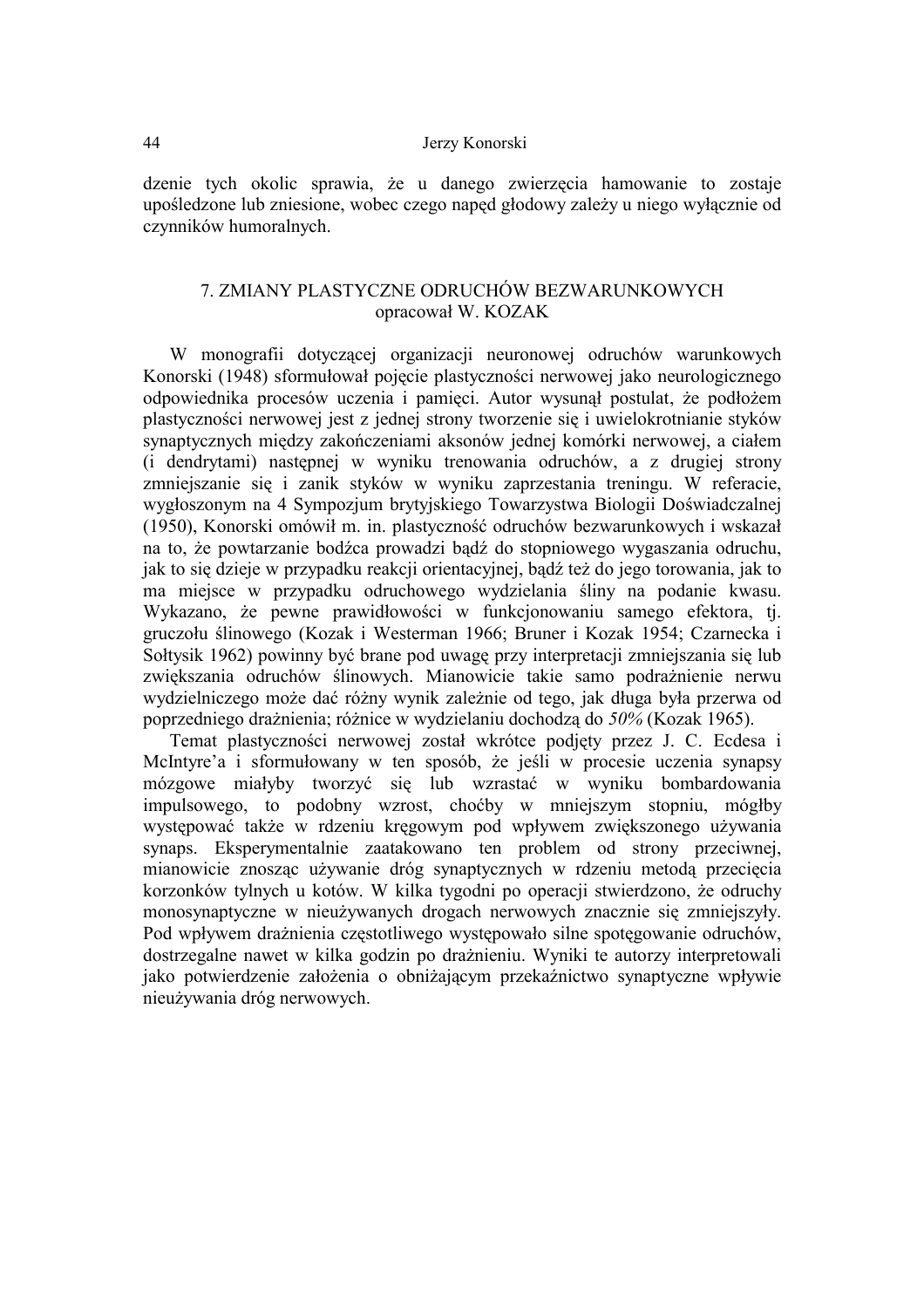dzenie tych okolic sprawia, że u danego zwierzęcia hamowanie to zostaje upośledzone lub zniesione, wobec czego napęd głodowy zależy u niego wyłącznie od czynników humoralnych.

## 7. ZMIANY PLASTYCZNE ODRUCHÓW BEZWARUNKOWYCH
opracował W. KOZAK

W monografii dotyczącej organizacji neuronowej odruchów warunkowych Konorski (1948) sformułował pojęcie plastyczności nerwowej jako neurologicznego odpowiednika procesów uczenia i pamięci. Autor wysunął postulat, że podłożem plastyczności nerwowej jest z jednej strony tworzenie się i uwielokrotnianie styków synaptycznych między zakończeniami aksonów jednej komórki nerwowej, a ciałem (i dendrytami) następnej w wyniku trenowania odruchów, a z drugiej strony zmniejszanie się i zanik styków w wyniku zaprzestania treningu. W referacie, wygłoszonym na 4 Sympozjum brytyjskiego Towarzystwa Biologii Doświadczalnej (1950), Konorski omówił m. in. plastyczność odruchów bezwarunkowych i wskazał na to, że powtarzanie bodźca prowadzi bądź do stopniowego wygaszania odruchu, jak to się dzieje w przypadku reakcji orientacyjnej, bądź też do jego torowania, jak to ma miejsce w przypadku odruchowego wydzielania śliny na podanie kwasu. Wykazano, że pewne prawidłowości w funkcjonowaniu samego efektora, tj. gruczołu ślinowego (Kozak i Westerman 1966; Bruner i Kozak 1954; Czarnecka i Sołtysik 1962) powinny być brane pod uwagę przy interpretacji zmniejszania się lub zwiększania odruchów ślinowych. Mianowicie takie samo podrażnienie nerwu wydzielniczego może dać różny wynik zależnie od tego, jak długa była przerwa od poprzedniego drażnienia; różnice w wydzielaniu dochodzą do *50%* (Kozak 1965).

Temat plastyczności nerwowej został wkrótce podjęty przez J. C. Ecdesa i McIntyre'a i sformułowany w ten sposób, że jeśli w procesie uczenia synapsy mózgowe miałyby tworzyć się lub wzrastać w wyniku bombardowania impulsowego, to podobny wzrost, choćby w mniejszym stopniu, mógłby występować także w rdzeniu kręgowym pod wpływem zwiększonego używania synaps. Eksperymentalnie zaatakowano ten problem od strony przeciwnej, mianowicie znosząc używanie dróg synaptycznych w rdzeniu metodą przecięcia korzonków tylnych u kotów. W kilka tygodni po operacji stwierdzono, że odruchy monosynaptyczne w nieużywanych drogach nerwowych znacznie się zmniejszyły. Pod wpływem drażnienia częstotliwego występowało silne spotęgowanie odruchów, dostrzegalne nawet w kilka godzin po drażnieniu. Wyniki te autorzy interpretowali jako potwierdzenie założenia o obniżającym przekaźnictwo synaptyczne wpływie nieużywania dróg nerwowych.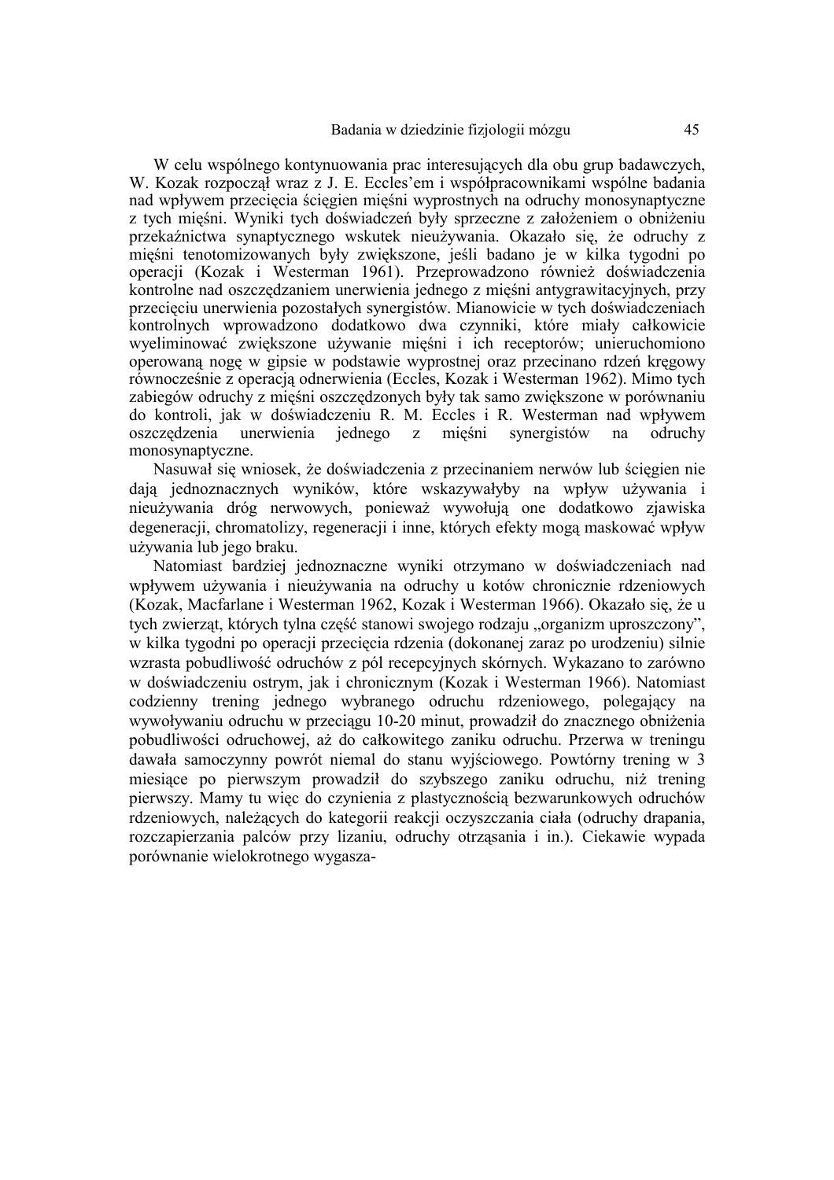W celu wspólnego kontynuowania prac interesujących dla obu grup badawczych, W. Kozak rozpoczął wraz z J. E. Eccles'em i współpracownikami wspólne badania nad wpływem przecięcia ścięgien mięśni wyprostnych na odruchy monosynaptyczne z tych mięśni. Wyniki tych doświadczeń były sprzeczne z założeniem o obniżeniu przekaźnictwa synaptycznego wskutek nieużywania. Okazało się, że odruchy z mięśni tenotomizowanych były zwiększone, jeśli badano je w kilka tygodni po operacji (Kozak i Westerman 1961). Przeprowadzono również doświadczenia kontrolne nad oszczędzaniem unerwienia jednego z mięśni antygrawitacyjnych, przy przecięciu unerwienia pozostałych synergistów. Mianowicie w tych doświadczeniach kontrolnych wprowadzono dodatkowo dwa czynniki, które miały całkowicie wyeliminować zwiększone używanie mięśni i ich receptorów; unieruchomiono operowaną nogę w gipsie w podstawie wyprostnej oraz przecinano rdzeń kręgowy równocześnie z operacją odnerwienia (Eccles, Kozak i Westerman 1962). Mimo tych zabiegów odruchy z mięśni oszczędzonych były tak samo zwiększone w porównaniu do kontroli, jak w doświadczeniu R. M. Eccles i R. Westerman nad wpływem oszczędzenia unerwienia jednego z mięśni synergistów na odruchy monosynaptyczne.

Nasuwał się wniosek, że doświadczenia z przecinaniem nerwów lub ścięgien nie dają jednoznacznych wyników, które wskazywałyby na wpływ używania i nieużywania dróg nerwowych, ponieważ wywołują one dodatkowo zjawiska degeneracji, chromatolizy, regeneracji i inne, których efekty mogą maskować wpływ używania lub jego braku.

Natomiast bardziej jednoznaczne wyniki otrzymano w doświadczeniach nad wpływem używania i nieużywania na odruchy u kotów chronicznie rdzeniowych (Kozak, Macfarlane i Westerman 1962, Kozak i Westerman 1966). Okazało się, że u tych zwierząt, których tylna część stanowi swojego rodzaju „organizm uproszczony", w kilka tygodni po operacji przecięcia rdzenia (dokonanej zaraz po urodzeniu) silnie wzrasta pobudliwość odruchów z pól recepcyjnych skórnych. Wykazano to zarówno w doświadczeniu ostrym, jak i chronicznym (Kozak i Westerman 1966). Natomiast codzienny trening jednego wybranego odruchu rdzeniowego, polegający na wywoływaniu odruchu w przeciągu 10-20 minut, prowadził do znacznego obniżenia pobudliwości odruchowej, aż do całkowitego zaniku odruchu. Przerwa w treningu dawała samoczynny powrót niemal do stanu wyjściowego. Powtórny trening w 3 miesiące po pierwszym prowadził do szybszego zaniku odruchu, niż trening pierwszy. Mamy tu więc do czynienia z plastycznością bezwarunkowych odruchów rdzeniowych, należących do kategorii reakcji oczyszczania ciała (odruchy drapania, rozczapierzania palców przy lizaniu, odruchy otrząsania i in.). Ciekawie wypada porównanie wielokrotnego wygasza-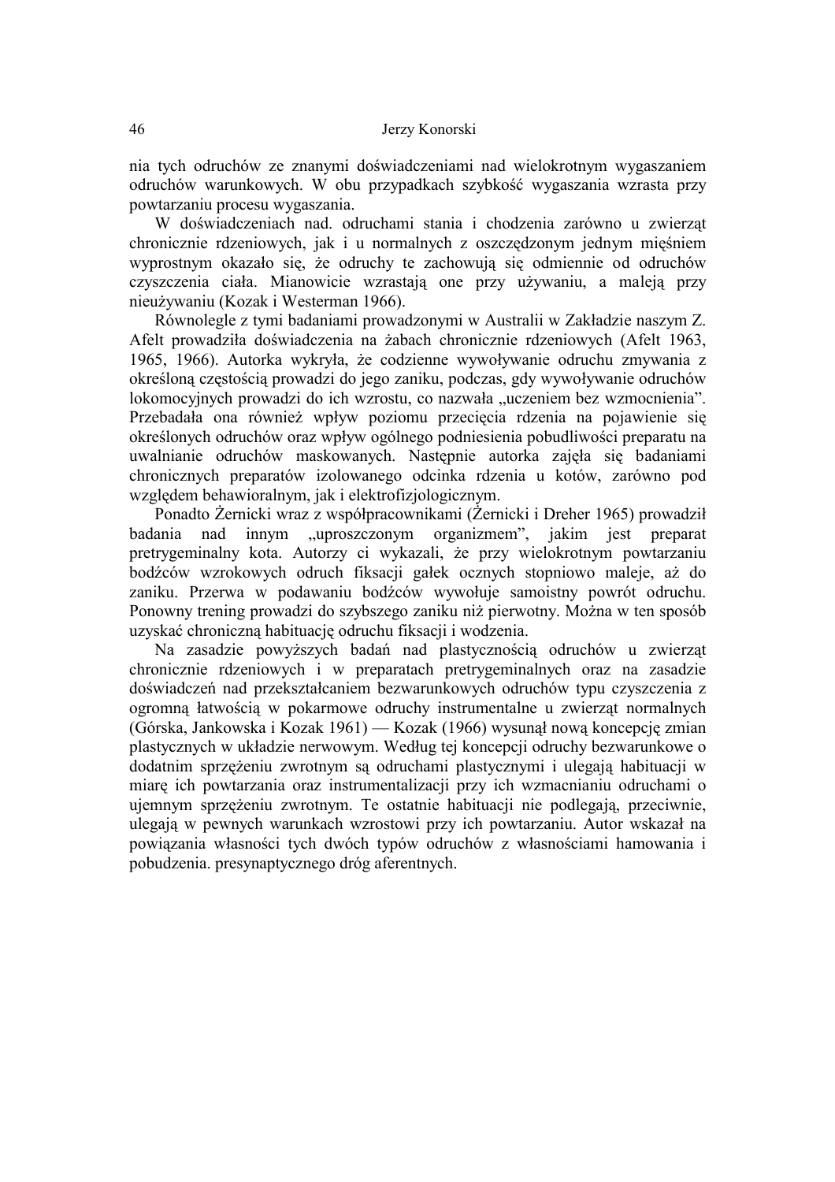nia tych odruchów ze znanymi doświadczeniami nad wielokrotnym wygaszaniem odruchów warunkowych. W obu przypadkach szybkość wygaszania wzrasta przy powtarzaniu procesu wygaszania.

W doświadczeniach nad. odruchami stania i chodzenia zarówno u zwierząt chronicznie rdzeniowych, jak i u normalnych z oszczędzonym jednym mięśniem wyprostnym okazało się, że odruchy te zachowują się odmiennie od odruchów czyszczenia ciała. Mianowicie wzrastają one przy używaniu, a maleją przy nieużywaniu (Kozak i Westerman 1966).

Równolegle z tymi badaniami prowadzonymi w Australii w Zakładzie naszym Z. Afelt prowadziła doświadczenia na żabach chronicznie rdzeniowych (Afelt 1963, 1965, 1966). Autorka wykryła, że codzienne wywoływanie odruchu zmywania z określoną częstością prowadzi do jego zaniku, podczas, gdy wywoływanie odruchów lokomocyjnych prowadzi do ich wzrostu, co nazwała „uczeniem bez wzmocnienia". Przebadała ona również wpływ poziomu przecięcia rdzenia na pojawienie się określonych odruchów oraz wpływ ogólnego podniesienia pobudliwości preparatu na uwalnianie odruchów maskowanych. Następnie autorka zajęła się badaniami chronicznych preparatów izolowanego odcinka rdzenia u kotów, zarówno pod względem behawioralnym, jak i elektrofizjologicznym.

Ponadto Żernicki wraz z współpracownikami (Żernicki i Dreher 1965) prowadził badania nad innym „uproszczonym organizmem", jakim jest preparat pretrygeminalny kota. Autorzy ci wykazali, że przy wielokrotnym powtarzaniu bodźców wzrokowych odruch fiksacji gałek ocznych stopniowo maleje, aż do zaniku. Przerwa w podawaniu bodźców wywołuje samoistny powrót odruchu. Ponowny trening prowadzi do szybszego zaniku niż pierwotny. Można w ten sposób uzyskać chroniczną habituację odruchu fiksacji i wodzenia.

Na zasadzie powyższych badań nad plastycznością odruchów u zwierząt chronicznie rdzeniowych i w preparatach pretrygeminalnych oraz na zasadzie doświadczeń nad przekształcaniem bezwarunkowych odruchów typu czyszczenia z ogromną łatwością w pokarmowe odruchy instrumentalne u zwierząt normalnych (Górska, Jankowska i Kozak 1961) — Kozak (1966) wysunął nową koncepcję zmian plastycznych w układzie nerwowym. Według tej koncepcji odruchy bezwarunkowe o dodatnim sprzężeniu zwrotnym są odruchami plastycznymi i ulegają habituacji w miarę ich powtarzania oraz instrumentalizacji przy ich wzmacnianiu odruchami o ujemnym sprzężeniu zwrotnym. Te ostatnie habituacji nie podlegają, przeciwnie, ulegają w pewnych warunkach wzrostowi przy ich powtarzaniu. Autor wskazał na powiązania własności tych dwóch typów odruchów z własnościami hamowania i pobudzenia. presynaptycznego dróg aferentnych.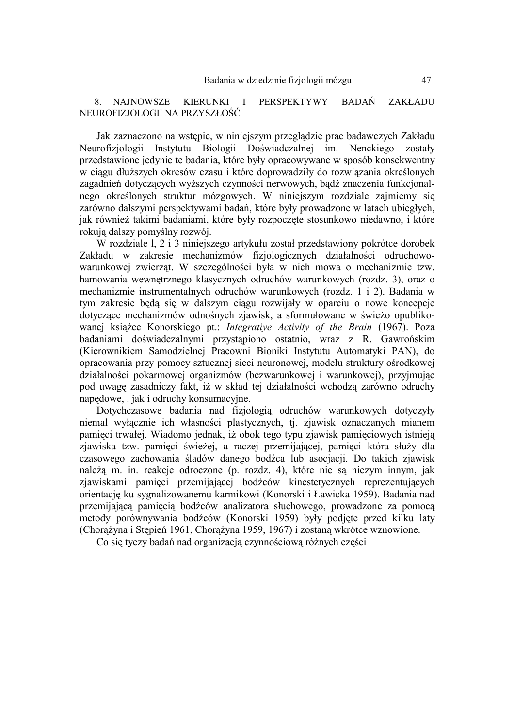## 8. NAJNOWSZE KIERUNKI I PERSPEKTYWY BADAŃ ZAKŁADU NEUROFIZJOLOGII NA PRZYSZŁOŚĆ

Jak zaznaczono na wstępie, w niniejszym przeglądzie prac badawczych Zakładu Neurofizjologii Instytutu Biologii Doświadczalnej im. Nenckiego zostały przedstawione jedynie te badania, które były opracowywane w sposób konsekwentny w ciągu dłuższych okresów czasu i które doprowadziły do rozwiązania określonych zagadnień dotyczących wyższych czynności nerwowych, bądź znaczenia funkcjonalnego określonych struktur mózgowych. W niniejszym rozdziale zajmiemy się zarówno dalszymi perspektywami badań, które były prowadzone w latach ubiegłych, jak również takimi badaniami, które były rozpoczęte stosunkowo niedawno, i które rokują dalszy pomyślny rozwój.

W rozdziale l, 2 i 3 niniejszego artykułu został przedstawiony pokrótce dorobek Zakładu w zakresie mechanizmów fizjologicznych działalności odruchowo-warunkowej zwierząt. W szczególności była w nich mowa o mechanizmie tzw. hamowania wewnętrznego klasycznych odruchów warunkowych (rozdz. 3), oraz o mechanizmie instrumentalnych odruchów warunkowych (rozdz. 1 i 2). Badania w tym zakresie będą się w dalszym ciągu rozwijały w oparciu o nowe koncepcje dotyczące mechanizmów odnośnych zjawisk, a sformułowane w świeżo opublikowanej książce Konorskiego pt.: *Integratiye Activity of the Brain* (1967). Poza badaniami doświadczalnymi przystąpiono ostatnio, wraz z R. Gawrońskim (Kierownikiem Samodzielnej Pracowni Bioniki Instytutu Automatyki PAN), do opracowania przy pomocy sztucznej sieci neuronowej, modelu struktury ośrodkowej działalności pokarmowej organizmów (bezwarunkowej i warunkowej), przyjmując pod uwagę zasadniczy fakt, iż w skład tej działalności wchodzą zarówno odruchy napędowe, . jak i odruchy konsumacyjne.

Dotychczasowe badania nad fizjologią odruchów warunkowych dotyczyły niemal wyłącznie ich własności plastycznych, tj. zjawisk oznaczanych mianem pamięci trwałej. Wiadomo jednak, iż obok tego typu zjawisk pamięciowych istnieją zjawiska tzw. pamięci świeżej, a raczej przemijającej, pamięci która służy dla czasowego zachowania śladów danego bodźca lub asocjacji. Do takich zjawisk należą m. in. reakcje odroczone (p. rozdz. 4), które nie są niczym innym, jak zjawiskami pamięci przemijającej bodźców kinestetycznych reprezentujących orientację ku sygnalizowanemu karmikowi (Konorski i Ławicka 1959). Badania nad przemijającą pamięcią bodźców analizatora słuchowego, prowadzone za pomocą metody porównywania bodźców (Konorski 1959) były podjęte przed kilku laty (Chorążyna i Stępień 1961, Chorążyna 1959, 1967) i zostaną wkrótce wznowione.

Co się tyczy badań nad organizacją czynnościową różnych części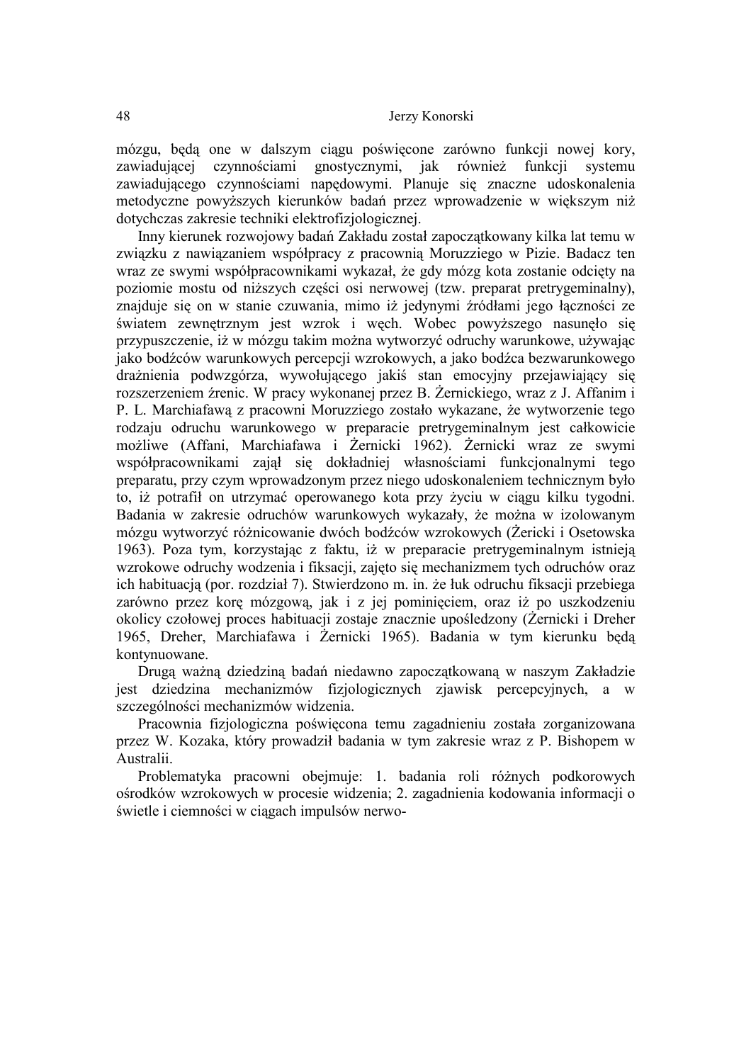mózgu, będą one w dalszym ciągu poświęcone zarówno funkcji nowej kory, zawiadującej czynnościami gnostycznymi, jak również funkcji systemu zawiadującego czynnościami napędowymi. Planuje się znaczne udoskonalenia metodyczne powyższych kierunków badań przez wprowadzenie w większym niż dotychczas zakresie techniki elektrofizjologicznej.

Inny kierunek rozwojowy badań Zakładu został zapoczątkowany kilka lat temu w związku z nawiązaniem współpracy z pracownią Moruzziego w Pizie. Badacz ten wraz ze swymi współpracownikami wykazał, że gdy mózg kota zostanie odcięty na poziomie mostu od niższych części osi nerwowej (tzw. preparat pretrygeminalny), znajduje się on w stanie czuwania, mimo iż jedynymi źródłami jego łączności ze światem zewnętrznym jest wzrok i węch. Wobec powyższego nasunęło się przypuszczenie, iż w mózgu takim można wytworzyć odruchy warunkowe, używając jako bodźców warunkowych percepcji wzrokowych, a jako bodźca bezwarunkowego drażnienia podwzgórza, wywołującego jakiś stan emocyjny przejawiający się rozszerzeniem źrenic. W pracy wykonanej przez B. Żernickiego, wraz z J. Affanim i P. L. Marchiafawą z pracowni Moruzziego zostało wykazane, że wytworzenie tego rodzaju odruchu warunkowego w preparacie pretrygeminalnym jest całkowicie możliwe (Affani, Marchiafawa i Żernicki 1962). Żernicki wraz ze swymi współpracownikami zajął się dokładniej własnościami funkcjonalnymi tego preparatu, przy czym wprowadzonym przez niego udoskonaleniem technicznym było to, iż potrafił on utrzymać operowanego kota przy życiu w ciągu kilku tygodni. Badania w zakresie odruchów warunkowych wykazały, że można w izolowanym mózgu wytworzyć różnicowanie dwóch bodźców wzrokowych (Żericki i Osetowska 1963). Poza tym, korzystając z faktu, iż w preparacie pretrygeminalnym istnieją wzrokowe odruchy wodzenia i fiksacji, zajęto się mechanizmem tych odruchów oraz ich habituacją (por. rozdział 7). Stwierdzono m. in. że łuk odruchu fiksacji przebiega zarówno przez korę mózgową, jak i z jej pominięciem, oraz iż po uszkodzeniu okolicy czołowej proces habituacji zostaje znacznie upośledzony (Żernicki i Dreher 1965, Dreher, Marchiafawa i Żernicki 1965). Badania w tym kierunku będą kontynuowane.

Drugą ważną dziedziną badań niedawno zapoczątkowaną w naszym Zakładzie jest dziedzina mechanizmów fizjologicznych zjawisk percepcyjnych, a w szczególności mechanizmów widzenia.

Pracownia fizjologiczna poświęcona temu zagadnieniu została zorganizowana przez W. Kozaka, który prowadził badania w tym zakresie wraz z P. Bishopem w Australii.

Problematyka pracowni obejmuje: 1. badania roli różnych podkorowych ośrodków wzrokowych w procesie widzenia; 2. zagadnienia kodowania informacji o świetle i ciemności w ciągach impulsów nerwo-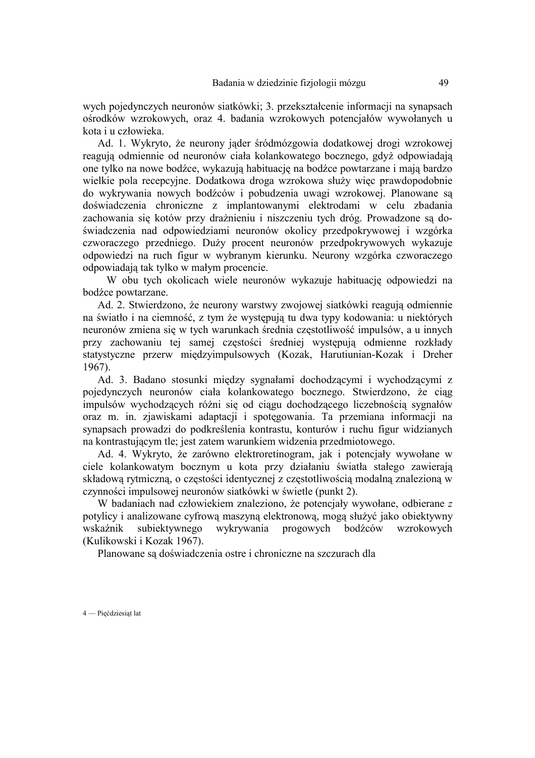wych pojedynczych neuronów siatkówki; 3. przekształcenie informacji na synapsach ośrodków wzrokowych, oraz 4. badania wzrokowych potencjałów wywołanych u kota i u człowieka.

Ad. 1. Wykryto, że neurony jąder śródmózgowia dodatkowej drogi wzrokowej reagują odmiennie od neuronów ciała kolankowatego bocznego, gdyż odpowiadają one tylko na nowe bodźce, wykazują habituację na bodźce powtarzane i mają bardzo wielkie pola recepcyjne. Dodatkowa droga wzrokowa służy więc prawdopodobnie do wykrywania nowych bodźców i pobudzenia uwagi wzrokowej. Planowane są doświadczenia chroniczne z implantowanymi elektrodami w celu zbadania zachowania się kotów przy drażnieniu i niszczeniu tych dróg. Prowadzone są doświadczenia nad odpowiedziami neuronów okolicy przedpokrywowej i wzgórka czworaczego przedniego. Duży procent neuronów przedpokrywowych wykazuje odpowiedzi na ruch figur w wybranym kierunku. Neurony wzgórka czworaczego odpowiadają tak tylko w małym procencie.

W obu tych okolicach wiele neuronów wykazuje habituację odpowiedzi na bodźce powtarzane.

Ad. 2. Stwierdzono, że neurony warstwy zwojowej siatkówki reagują odmiennie na światło i na ciemność, z tym że występują tu dwa typy kodowania: u niektórych neuronów zmiena się w tych warunkach średnia częstotliwość impulsów, a u innych przy zachowaniu tej samej częstości średniej występują odmienne rozkłady statystyczne przerw międzyimpulsowych (Kozak, Harutiunian-Kozak i Dreher 1967).

Ad. 3. Badano stosunki między sygnałami dochodzącymi i wychodzącymi z pojedynczych neuronów ciała kolankowatego bocznego. Stwierdzono, że ciąg impulsów wychodzących różni się od ciągu dochodzącego liczebnością sygnałów oraz m. in. zjawiskami adaptacji i spotęgowania. Ta przemiana informacji na synapsach prowadzi do podkreślenia kontrastu, konturów i ruchu figur widzianych na kontrastującym tle; jest zatem warunkiem widzenia przedmiotowego.

Ad. 4. Wykryto, że zarówno elektroretinogram, jak i potencjały wywołane w ciele kolankowatym bocznym u kota przy działaniu światła stałego zawierają składową rytmiczną, o częstości identycznej z częstotliwością modalną znalezioną w czynności impulsowej neuronów siatkówki w świetle (punkt 2).

W badaniach nad człowiekiem znaleziono, że potencjały wywołane, odbierane *z* potylicy i analizowane cyfrową maszyną elektronową, mogą służyć jako obiektywny wskaźnik subiektywnego wykrywania progowych bodźców wzrokowych (Kulikowski i Kozak 1967).

Planowane są doświadczenia ostre i chroniczne na szczurach dla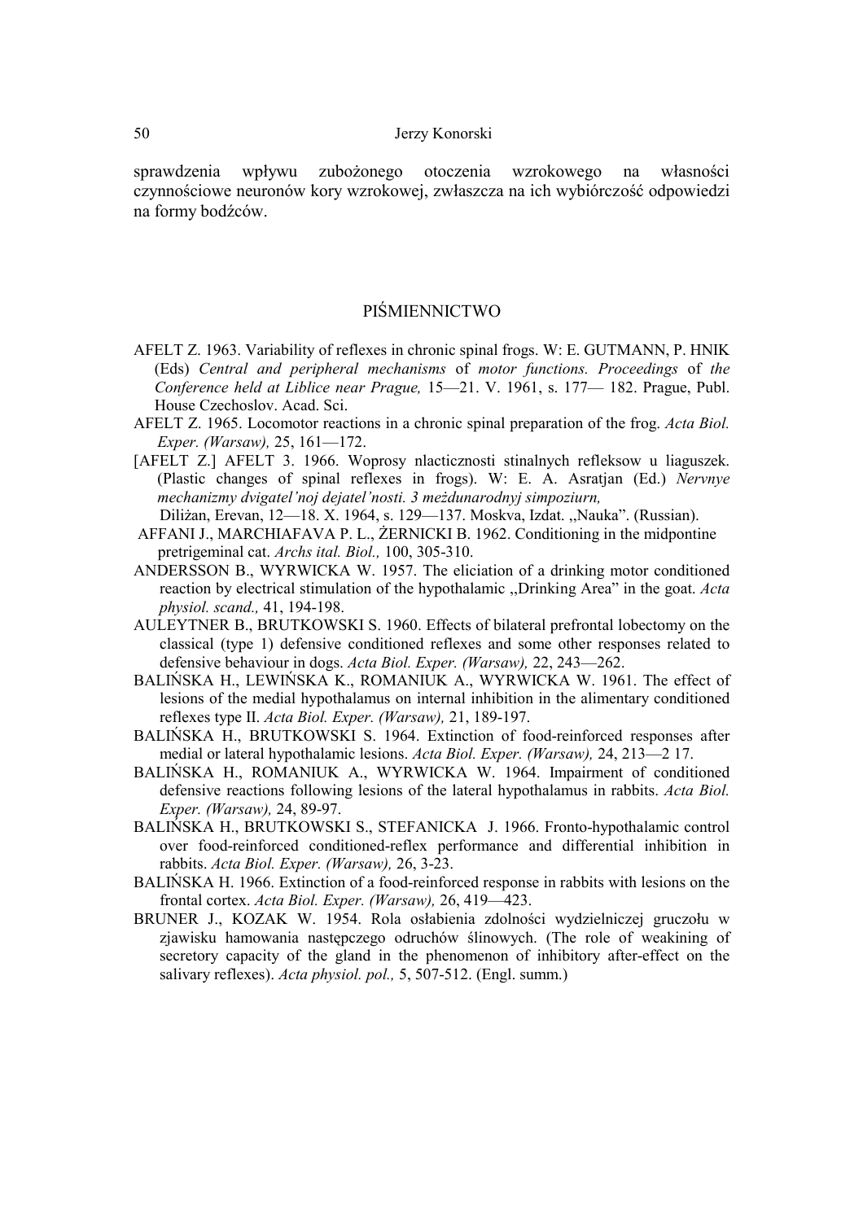sprawdzenia wpływu zubożonego otoczenia wzrokowego na własności czynnościowe neuronów kory wzrokowej, zwłaszcza na ich wybiórczość odpowiedzi na formy bodźców.

## PIŚMIENNICTWO

AFELT Z. 1963. Variability of reflexes in chronic spinal frogs. W: E. GUTMANN, P. HNIK (Eds) *Central and peripheral mechanisms* of *motor functions. Proceedings* of *the Conference held at Liblice near Prague,* 15—21. V. 1961, s. 177— 182. Prague, Publ. House Czechoslov. Acad. Sci.

AFELT Z. 1965. Locomotor reactions in a chronic spinal preparation of the frog. *Acta Biol. Exper. (Warsaw),* 25, 161—172.

[AFELT Z.] AFELT 3. 1966. Woprosy nlacticznosti stinalnych refleksow u liaguszek. (Plastic changes of spinal reflexes in frogs). W: E. A. Asratjan (Ed.) *Nervnye mechanizmy dvigatel'noj dejatel'nosti. 3 meždunarodnyj simpoziurn,* Diližan, Erevan, 12—18. X. 1964, s. 129—137. Moskva, Izdat. ,,Nauka". (Russian).

AFFANI J., MARCHIAFAVA P. L., ŻERNICKI B. 1962. Conditioning in the midpontine pretrigeminal cat. *Archs ital. Biol.,* 100, 305-310.

ANDERSSON B., WYRWICKA W. 1957. The eliciation of a drinking motor conditioned reaction by electrical stimulation of the hypothalamic ,,Drinking Area" in the goat. *Acta physiol. scand.,* 41, 194-198.

AULEYTNER B., BRUTKOWSKI S. 1960. Effects of bilateral prefrontal lobectomy on the classical (type 1) defensive conditioned reflexes and some other responses related to defensive behaviour in dogs. *Acta Biol. Exper. (Warsaw),* 22, 243—262.

BALIŃSKA H., LEWIŃSKA K., ROMANIUK A., WYRWICKA W. 1961. The effect of lesions of the medial hypothalamus on internal inhibition in the alimentary conditioned reflexes type II. *Acta Biol. Exper. (Warsaw),* 21, 189-197.

BALIŃSKA H., BRUTKOWSKI S. 1964. Extinction of food-reinforced responses after medial or lateral hypothalamic lesions. *Acta Biol. Exper. (Warsaw),* 24, 213—2 17.

BALIŃSKA H., ROMANIUK A., WYRWICKA W. 1964. Impairment of conditioned defensive reactions following lesions of the lateral hypothalamus in rabbits. *Acta Biol. Exper. (Warsaw),* 24, 89-97.

BALIŃSKA H., BRUTKOWSKI S., STEFANICKA J. 1966. Fronto-hypothalamic control over food-reinforced conditioned-reflex performance and differential inhibition in rabbits. *Acta Biol. Exper. (Warsaw),* 26, 3-23.

BALIŃSKA H. 1966. Extinction of a food-reinforced response in rabbits with lesions on the frontal cortex. *Acta Biol. Exper. (Warsaw),* 26, 419—423.

BRUNER J., KOZAK W. 1954. Rola osłabienia zdolności wydzielniczej gruczołu w zjawisku hamowania następczego odruchów ślinowych. (The role of weakining of secretory capacity of the gland in the phenomenon of inhibitory after-effect on the salivary reflexes). *Acta physiol. pol.,* 5, 507-512. (Engl. summ.)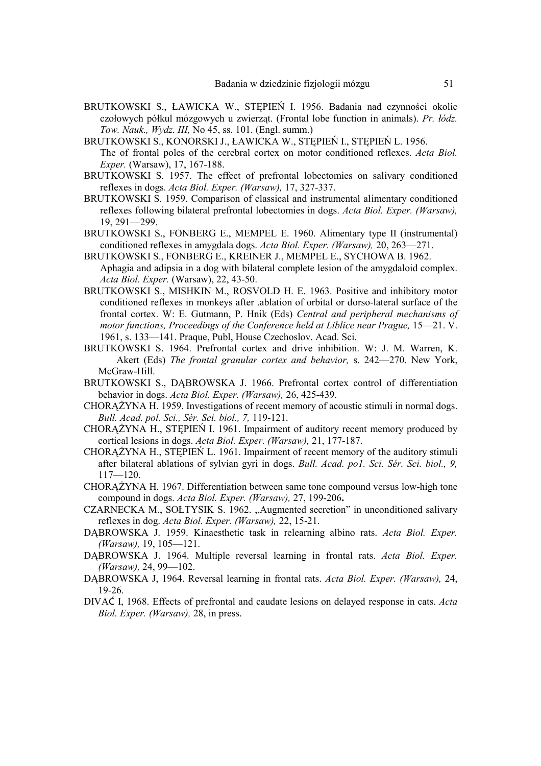BRUTKOWSKI S., ŁAWICKA W., STĘPIEŃ I. 1956. Badania nad czynności okolic czołowych półkul mózgowych u zwierząt. (Frontal lobe function in animals). *Pr. łódz. Tow. Nauk., Wydz. III,* No 45, ss. 101. (Engl. summ.)

BRUTKOWSKI S., KONORSKI J., ŁAWICKA W., STĘPIEŃ I., STĘPIEŃ L. 1956. The of frontal poles of the cerebral cortex on motor conditioned reflexes. *Acta Biol. Exper.* (Warsaw), 17, 167-188.

BRUTKOWSKI S. 1957. The effect of prefrontal lobectomies on salivary conditioned reflexes in dogs. *Acta Biol. Exper. (Warsaw),* 17, 327-337.

BRUTKOWSKI S. 1959. Comparison of classical and instrumental alimentary conditioned reflexes following bilateral prefrontal lobectomies in dogs. *Acta Biol. Exper. (Warsaw),* 19, 291—299.

BRUTKOWSKI S., FONBERG E., MEMPEL E. 1960. Alimentary type II (instrumental) conditioned reflexes in amygdala dogs. *Acta Biol. Exper. (Warsaw),* 20, 263—271.

BRUTKOWSKI S., FONBERG E., KREINER J., MEMPEL E., SYCHOWA B. 1962. Aphagia and adipsia in a dog with bilateral complete lesion of the amygdaloid complex. *Acta Biol. Exper.* (Warsaw), 22, 43-50.

BRUTKOWSKI S., MISHKIN M., ROSVOLD H. E. 1963. Positive and inhibitory motor conditioned reflexes in monkeys after .ablation of orbital or dorso-lateral surface of the frontal cortex. W: E. Gutmann, P. Hnik (Eds) *Central and peripheral mechanisms of motor functions, Proceedings of the Conference held at Liblice near Prague,* 15—21. V. 1961, s. 133—141. Praque, Publ, House Czechoslov. Acad. Sci.

BRUTKOWSKI S. 1964. Prefrontal cortex and drive inhibition. W: J. M. Warren, K. Akert (Eds) *The frontal granular cortex and behavior,* s. 242—270. New York, McGraw-Hill.

BRUTKOWSKI S., DĄBROWSKA J. 1966. Prefrontal cortex control of differentiation behavior in dogs. *Acta Biol. Exper. (Warsaw),* 26, 425-439.

CHORĄŻYNA H. 1959. Investigations of recent memory of acoustic stimuli in normal dogs. *Bull. Acad. pol. Sci., Sér. Sci. biol., 7,* 119-121.

CHORĄŻYNA H., STĘPIEŃ I. 1961. Impairment of auditory recent memory produced by cortical lesions in dogs. *Acta Biol. Exper. (Warsaw),* 21, 177-187.

CHORĄŻYNA H., STĘPIEŃ L. 1961. Impairment of recent memory of the auditory stimuli after bilateral ablations of sylvian gyri in dogs. *Bull. Acad. po1. Sci. Sér. Sci. biol., 9,* 117—120.

CHORĄŻYNA H. 1967. Differentiation between same tone compound versus low-high tone compound in dogs. *Acta Biol. Exper. (Warsaw),* 27, 199-206**.**

CZARNECKA M., SOŁTYSIK S. 1962. „Augmented secretion" in unconditioned salivary reflexes in dog. *Acta Biol. Exper. (Warsaw),* 22, 15-21.

DĄBROWSKA J. 1959. Kinaesthetic task in relearning albino rats. *Acta Biol. Exper. (Warsaw),* 19, 105—121.

DĄBROWSKA J. 1964. Multiple reversal learning in frontal rats. *Acta Biol. Exper. (Warsaw),* 24, 99—102.

DĄBROWSKA J, 1964. Reversal learning in frontal rats. *Acta Biol. Exper. (Warsaw),* 24, 19-26.

DIVAĆ I, 1968. Effects of prefrontal and caudate lesions on delayed response in cats. *Acta Biol. Exper. (Warsaw),* 28, in press.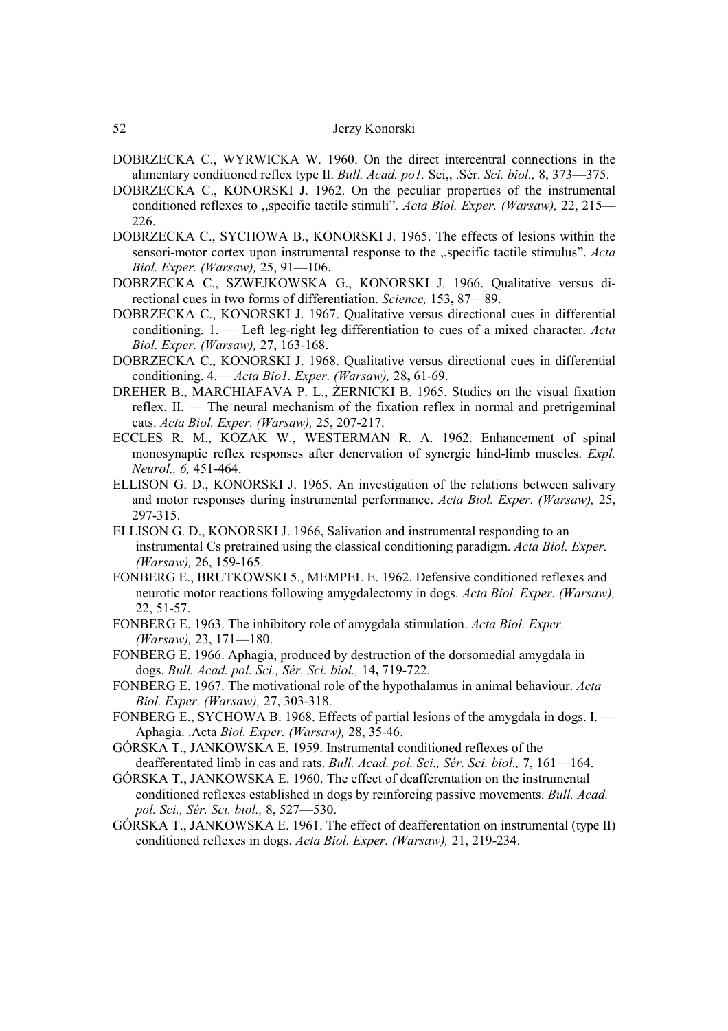DOBRZECKA C., WYRWICKA W. 1960. On the direct intercentral connections in the alimentary conditioned reflex type II. *Bull. Acad. po1.* Sci,, .Sér. *Sci. biol.,* 8, 373—375.

DOBRZECKA C., KONORSKI J. 1962. On the peculiar properties of the instrumental conditioned reflexes to „specific tactile stimuli". *Acta Biol. Exper. (Warsaw),* 22, 215—226.

DOBRZECKA C., SYCHOWA B., KONORSKI J. 1965. The effects of lesions within the sensori-motor cortex upon instrumental response to the „specific tactile stimulus". *Acta Biol. Exper. (Warsaw),* 25, 91—106.

DOBRZECKA C., SZWEJKOWSKA G., KONORSKI J. 1966. Qualitative versus directional cues in two forms of differentiation. *Science,* 153**,** 87—89.

DOBRZECKA C., KONORSKI J. 1967. Qualitative versus directional cues in differential conditioning. 1. — Left leg-right leg differentiation to cues of a mixed character. *Acta Biol. Exper. (Warsaw),* 27, 163-168.

DOBRZECKA C., KONORSKI J. 1968. Qualitative versus directional cues in differential conditioning. 4.— *Acta Bio1. Exper. (Warsaw),* 28**,** 61-69.

DREHER B., MARCHIAFAVA P. L., ŻERNICKI B. 1965. Studies on the visual fixation reflex. II. — The neural mechanism of the fixation reflex in normal and pretrigeminal cats. *Acta Biol. Exper. (Warsaw),* 25, 207-217.

ECCLES R. M., KOZAK W., WESTERMAN R. A. 1962. Enhancement of spinal monosynaptic reflex responses after denervation of synergic hind-limb muscles. *Expl. Neurol., 6,* 451-464.

ELLISON G. D., KONORSKI J. 1965. An investigation of the relations between salivary and motor responses during instrumental performance. *Acta Biol. Exper. (Warsaw),* 25, 297-315.

ELLISON G. D., KONORSKI J. 1966, Salivation and instrumental responding to an instrumental Cs pretrained using the classical conditioning paradigm. *Acta Biol. Exper. (Warsaw),* 26, 159-165.

FONBERG E., BRUTKOWSKI 5., MEMPEL E. 1962. Defensive conditioned reflexes and neurotic motor reactions following amygdalectomy in dogs. *Acta Biol. Exper. (Warsaw),* 22, 51-57.

FONBERG E. 1963. The inhibitory role of amygdala stimulation. *Acta Biol. Exper. (Warsaw),* 23, 171—180.

FONBERG E. 1966. Aphagia, produced by destruction of the dorsomedial amygdala in dogs. *Bull. Acad. pol. Sci., Sér. Sci. biol.,* 14**,** 719-722.

FONBERG E. 1967. The motivational role of the hypothalamus in animal behaviour. *Acta Biol. Exper. (Warsaw),* 27, 303-318.

FONBERG E., SYCHOWA B. 1968. Effects of partial lesions of the amygdala in dogs. I. — Aphagia. .Acta *Biol. Exper. (Warsaw),* 28, 35-46.

GÓRSKA T., JANKOWSKA E. 1959. Instrumental conditioned reflexes of the deafferentated limb in cas and rats. *Bull. Acad. pol. Sci., Sér. Sci. biol.,* 7, 161—164.

GÓRSKA T., JANKOWSKA E. 1960. The effect of deafferentation on the instrumental conditioned reflexes established in dogs by reinforcing passive movements. *Bull. Acad. pol. Sci., Sér. Sci. biol.,* 8, 527—530.

GÓRSKA T., JANKOWSKA E. 1961. The effect of deafferentation on instrumental (type II) conditioned reflexes in dogs. *Acta Biol. Exper. (Warsaw),* 21, 219-234.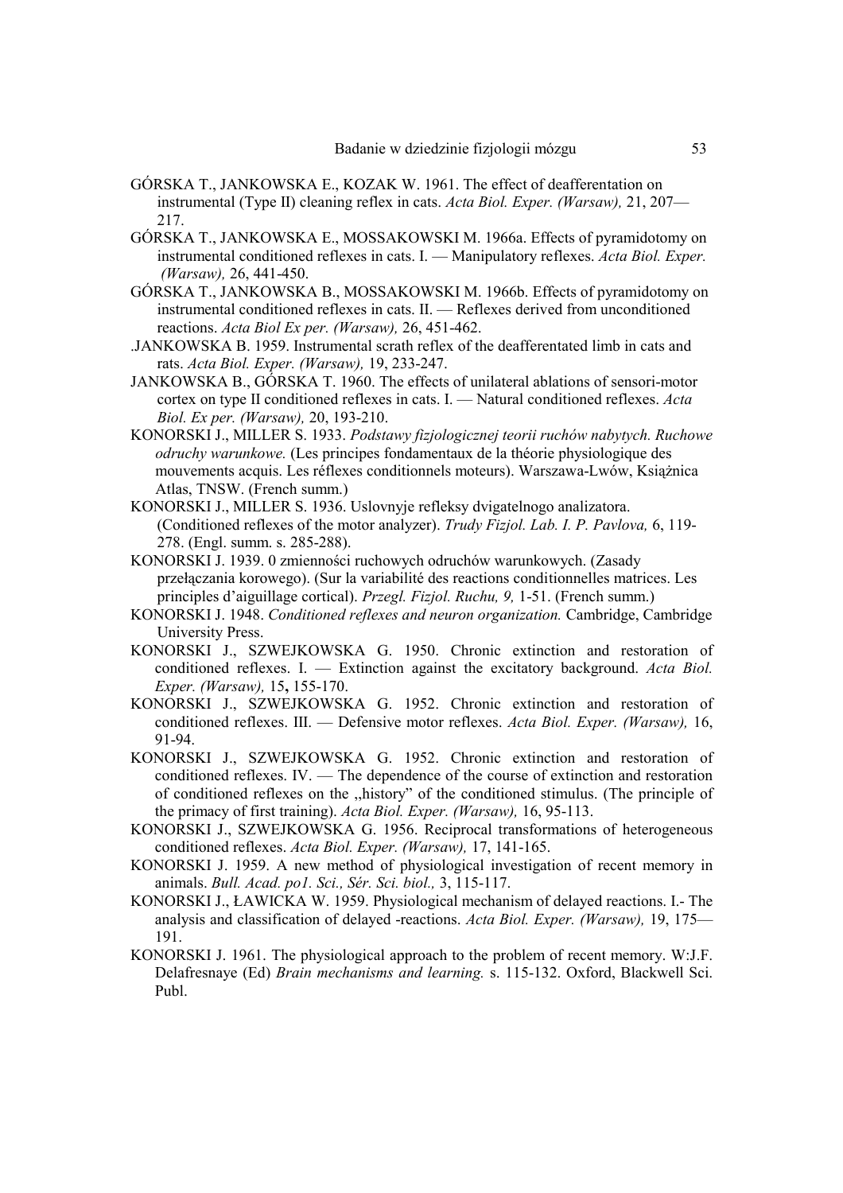GÓRSKA T., JANKOWSKA E., KOZAK W. 1961. The effect of deafferentation on instrumental (Type II) cleaning reflex in cats. *Acta Biol. Exper. (Warsaw),* 21, 207—217.

GÓRSKA T., JANKOWSKA E., MOSSAKOWSKI M. 1966a. Effects of pyramidotomy on instrumental conditioned reflexes in cats. I. — Manipulatory reflexes. *Acta Biol. Exper. (Warsaw),* 26, 441-450.

GÓRSKA T., JANKOWSKA B., MOSSAKOWSKI M. 1966b. Effects of pyramidotomy on instrumental conditioned reflexes in cats. II. — Reflexes derived from unconditioned reactions. *Acta Biol Ex per. (Warsaw),* 26, 451-462.

.JANKOWSKA B. 1959. Instrumental scrath reflex of the deafferentated limb in cats and rats. *Acta Biol. Exper. (Warsaw),* 19, 233-247.

JANKOWSKA B., GÓRSKA T. 1960. The effects of unilateral ablations of sensori-motor cortex on type II conditioned reflexes in cats. I. — Natural conditioned reflexes. *Acta Biol. Ex per. (Warsaw),* 20, 193-210.

KONORSKI J., MILLER S. 1933. *Podstawy fizjologicznej teorii ruchów nabytych. Ruchowe odruchy warunkowe.* (Les principes fondamentaux de la théorie physiologique des mouvements acquis. Les réflexes conditionnels moteurs). Warszawa-Lwów, Książnica Atlas, TNSW. (French summ.)

KONORSKI J., MILLER S. 1936. Uslovnyje refleksy dvigatelnogo analizatora. (Conditioned reflexes of the motor analyzer). *Trudy Fizjol. Lab. I. P. Pavlova,* 6, 119-278. (Engl. summ. s. 285-288).

KONORSKI J. 1939. 0 zmienności ruchowych odruchów warunkowych. (Zasady przełączania korowego). (Sur la variabilité des reactions conditionnelles matrices. Les principles d'aiguillage cortical). *Przegl. Fizjol. Ruchu, 9,* 1-51. (French summ.)

KONORSKI J. 1948. *Conditioned reflexes and neuron organization.* Cambridge, Cambridge University Press.

KONORSKI J., SZWEJKOWSKA G. 1950. Chronic extinction and restoration of conditioned reflexes. I. — Extinction against the excitatory background. *Acta Biol. Exper. (Warsaw),* 15**,** 155-170.

KONORSKI J., SZWEJKOWSKA G. 1952. Chronic extinction and restoration of conditioned reflexes. III. — Defensive motor reflexes. *Acta Biol. Exper. (Warsaw),* 16, 91-94.

KONORSKI J., SZWEJKOWSKA G. 1952. Chronic extinction and restoration of conditioned reflexes. IV. — The dependence of the course of extinction and restoration of conditioned reflexes on the „history" of the conditioned stimulus. (The principle of the primacy of first training). *Acta Biol. Exper. (Warsaw),* 16, 95-113.

KONORSKI J., SZWEJKOWSKA G. 1956. Reciprocal transformations of heterogeneous conditioned reflexes. *Acta Biol. Exper. (Warsaw),* 17, 141-165.

KONORSKI J. 1959. A new method of physiological investigation of recent memory in animals. *Bull. Acad. po1. Sci., Sér. Sci. biol.,* 3, 115-117.

KONORSKI J., ŁAWICKA W. 1959. Physiological mechanism of delayed reactions. I.- The analysis and classification of delayed -reactions. *Acta Biol. Exper. (Warsaw),* 19, 175—191.

KONORSKI J. 1961. The physiological approach to the problem of recent memory. W:J.F. Delafresnaye (Ed) *Brain mechanisms and learning.* s. 115-132. Oxford, Blackwell Sci. Publ.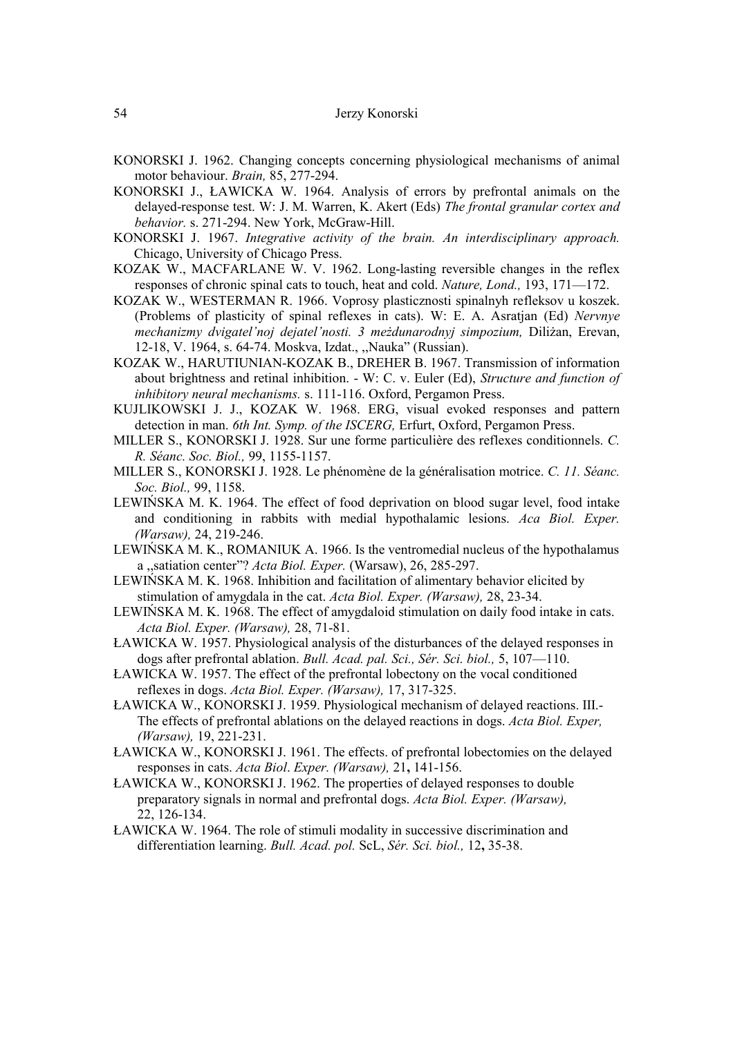KONORSKI J. 1962. Changing concepts concerning physiological mechanisms of animal motor behaviour. *Brain,* 85, 277-294.

KONORSKI J., ŁAWICKA W. 1964. Analysis of errors by prefrontal animals on the delayed-response test. W: J. M. Warren, K. Akert (Eds) *The frontal granular cortex and behavior.* s. 271-294. New York, McGraw-Hill.

KONORSKI J. 1967. *Integrative activity of the brain. An interdisciplinary approach.* Chicago, University of Chicago Press.

KOZAK W., MACFARLANE W. V. 1962. Long-lasting reversible changes in the reflex responses of chronic spinal cats to touch, heat and cold. *Nature, Lond.,* 193, 171—172.

KOZAK W., WESTERMAN R. 1966. Voprosy plasticznosti spinalnyh refleksov u koszek. (Problems of plasticity of spinal reflexes in cats). W: E. A. Asratjan (Ed) *Nervnye mechanizmy dvigatel'noj dejatel'nosti. 3 meždunarodnyj simpozium,* Diliżan, Erevan, 12-18, V. 1964, s. 64-74. Moskva, Izdat., „Nauka" (Russian).

KOZAK W., HARUTIUNIAN-KOZAK B., DREHER B. 1967. Transmission of information about brightness and retinal inhibition. - W: C. v. Euler (Ed), *Structure and function of inhibitory neural mechanisms.* s. 111-116. Oxford, Pergamon Press.

KUJLIKOWSKI J. J., KOZAK W. 1968. ERG, visual evoked responses and pattern detection in man. *6th Int. Symp. of the ISCERG,* Erfurt, Oxford, Pergamon Press.

MILLER S., KONORSKI J. 1928. Sur une forme particulière des reflexes conditionnels. *C. R. Séanc. Soc. Biol.,* 99, 1155-1157.

MILLER S., KONORSKI J. 1928. Le phénomène de la généralisation motrice. *C. 11. Séanc. Soc. Biol.,* 99, 1158.

LEWIŃSKA M. K. 1964. The effect of food deprivation on blood sugar level, food intake and conditioning in rabbits with medial hypothalamic lesions. *Aca Biol. Exper. (Warsaw),* 24, 219-246.

LEWIŃSKA M. K., ROMANIUK A. 1966. Is the ventromedial nucleus of the hypothalamus a „satiation center"? *Acta Biol. Exper.* (Warsaw), 26, 285-297.

LEWIŃSKA M. K. 1968. Inhibition and facilitation of alimentary behavior elicited by stimulation of amygdala in the cat. *Acta Biol. Exper. (Warsaw),* 28, 23-34.

LEWIŃSKA M. K. 1968. The effect of amygdaloid stimulation on daily food intake in cats. *Acta Biol. Exper. (Warsaw),* 28, 71-81.

ŁAWICKA W. 1957. Physiological analysis of the disturbances of the delayed responses in dogs after prefrontal ablation. *Bull. Acad. pal. Sci., Sér. Sci. biol.,* 5, 107—110.

ŁAWICKA W. 1957. The effect of the prefrontal lobectony on the vocal conditioned reflexes in dogs. *Acta Biol. Exper. (Warsaw),* 17, 317-325.

ŁAWICKA W., KONORSKI J. 1959. Physiological mechanism of delayed reactions. III.- The effects of prefrontal ablations on the delayed reactions in dogs. *Acta Biol. Exper, (Warsaw),* 19, 221-231.

ŁAWICKA W., KONORSKI J. 1961. The effects. of prefrontal lobectomies on the delayed responses in cats. *Acta Biol*. *Exper. (Warsaw),* 21**,** 141-156.

ŁAWICKA W., KONORSKI J. 1962. The properties of delayed responses to double preparatory signals in normal and prefrontal dogs. *Acta Biol. Exper. (Warsaw),* 22, 126-134.

ŁAWICKA W. 1964. The role of stimuli modality in successive discrimination and differentiation learning. *Bull. Acad. pol.* ScL, *Sér. Sci. biol.,* 12**,** 35-38.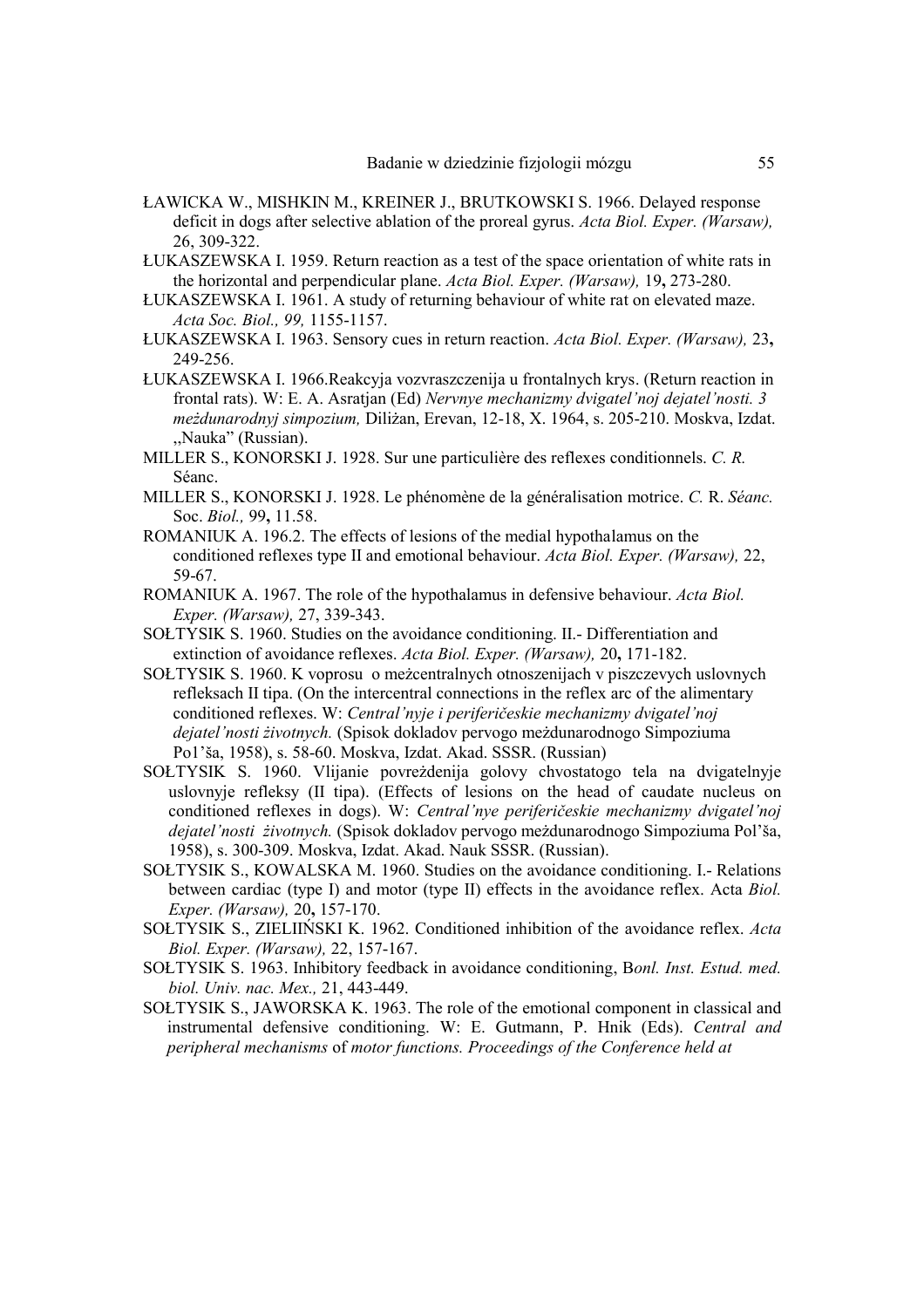ŁAWICKA W., MISHKIN M., KREINER J., BRUTKOWSKI S. 1966. Delayed response deficit in dogs after selective ablation of the proreal gyrus. *Acta Biol. Exper. (Warsaw),* 26, 309-322.

ŁUKASZEWSKA I. 1959. Return reaction as a test of the space orientation of white rats in the horizontal and perpendicular plane. *Acta Biol. Exper. (Warsaw),* 19**,** 273-280.

ŁUKASZEWSKA I. 1961. A study of returning behaviour of white rat on elevated maze. *Acta Soc. Biol., 99,* 1155-1157.

ŁUKASZEWSKA I. 1963. Sensory cues in return reaction. *Acta Biol. Exper. (Warsaw),* 23**,** 249-256.

ŁUKASZEWSKA I. 1966.Reakcyja vozvraszczenija u frontalnych krys. (Return reaction in frontal rats). W: E. A. Asratjan (Ed) *Nervnye mechanizmy dvigatel'noj dejatel'nosti. 3 meżdunarodnyj simpozium,* Diliżan, Erevan, 12-18, X. 1964, s. 205-210. Moskva, Izdat. ,,Nauka" (Russian).

MILLER S., KONORSKI J. 1928. Sur une particulière des reflexes conditionnels. *C. R.* Séanc.

MILLER S., KONORSKI J. 1928. Le phénomène de la généralisation motrice. *C.* R. *Séanc.* Soc. *Biol.,* 99**,** 11.58.

ROMANIUK A. 196.2. The effects of lesions of the medial hypothalamus on the conditioned reflexes type II and emotional behaviour. *Acta Biol. Exper. (Warsaw),* 22, 59-67.

ROMANIUK A. 1967. The role of the hypothalamus in defensive behaviour. *Acta Biol. Exper. (Warsaw),* 27, 339-343.

SOŁTYSIK S. 1960. Studies on the avoidance conditioning. II.- Differentiation and extinction of avoidance reflexes. *Acta Biol. Exper. (Warsaw),* 20**,** 171-182.

SOŁTYSIK S. 1960. K voprosu o meżcentralnych otnoszenijach v piszczevych uslovnych refleksach II tipa. (On the intercentral connections in the reflex arc of the alimentary conditioned reflexes. W: *Central'nyje i periferičeskie mechanizmy dvigatel'noj dejatel'nosti životnych.* (Spisok dokladov pervogo meždunarodnogo Simpoziuma Po1'ša, 1958), s. 58-60. Moskva, Izdat. Akad. SSSR. (Russian)

SOŁTYSIK S. 1960. Vlijanie povreždenija golovy chvostatogo tela na dvigatelnyje uslovnyje refleksy (II tipa). (Effects of lesions on the head of caudate nucleus on conditioned reflexes in dogs). W: *Central'nye periferičeskie mechanizmy dvigatel'noj dejatel'nosti životnych.* (Spisok dokladov pervogo meždunarodnogo Simpoziuma Pol'ša, 1958), s. 300-309. Moskva, Izdat. Akad. Nauk SSSR. (Russian).

SOŁTYSIK S., KOWALSKA M. 1960. Studies on the avoidance conditioning. I.- Relations between cardiac (type I) and motor (type II) effects in the avoidance reflex. Acta *Biol. Exper. (Warsaw),* 20**,** 157-170.

SOŁTYSIK S., ZIELIIŃSKI K. 1962. Conditioned inhibition of the avoidance reflex. *Acta Biol. Exper. (Warsaw),* 22, 157-167.

SOŁTYSIK S. 1963. Inhibitory feedback in avoidance conditioning, B*onl. Inst. Estud. med. biol. Univ. nac. Mex.,* 21, 443-449.

SOŁTYSIK S., JAWORSKA K. 1963. The role of the emotional component in classical and instrumental defensive conditioning. W: E. Gutmann, P. Hnik (Eds). *Central and peripheral mechanisms* of *motor functions. Proceedings of the Conference held at*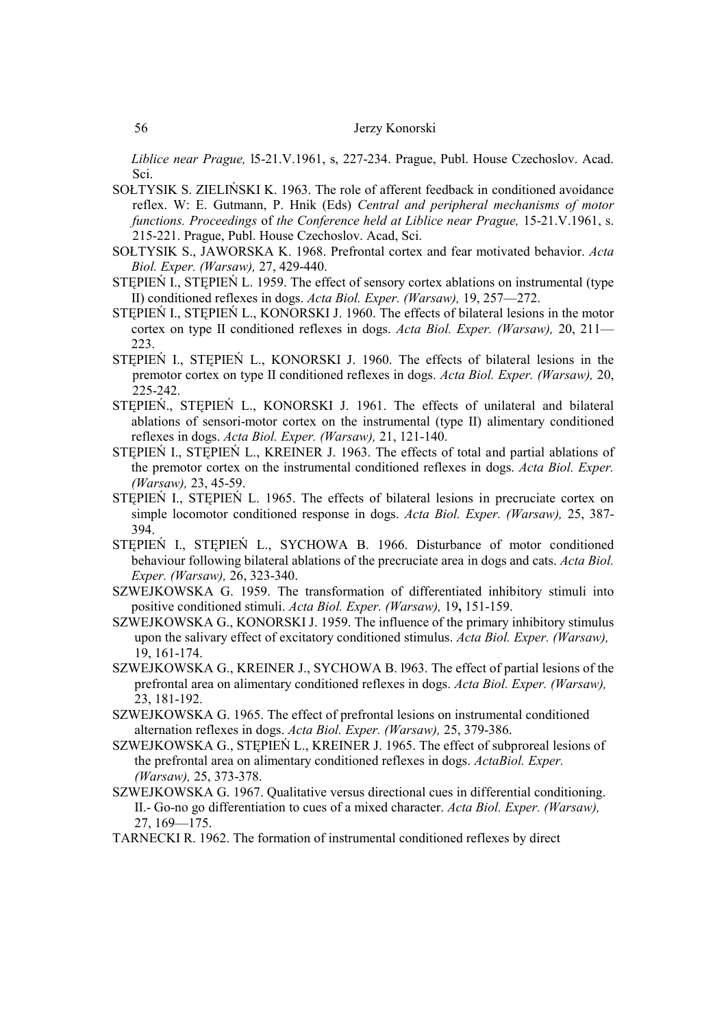*Liblice near Prague,* l5-21.V.1961, s, 227-234. Prague, Publ. House Czechoslov. Acad. Sci.

SOŁTYSIK S. ZIELIŃSKI K. 1963. The role of afferent feedback in conditioned avoidance reflex. W: E. Gutmann, P. Hnik (Eds) *Central and peripheral mechanisms of motor functions. Proceedings* of *the Conference held at Liblice near Prague,* 15-21.V.1961, s. 215-221. Prague, Publ. House Czechoslov. Acad, Sci.

SOŁTYSIK S., JAWORSKA K. 1968. Prefrontal cortex and fear motivated behavior. *Acta Biol. Exper. (Warsaw),* 27, 429-440.

STĘPIEŃ I., STĘPIEŃ L. 1959. The effect of sensory cortex ablations on instrumental (type II) conditioned reflexes in dogs. *Acta Biol. Exper. (Warsaw),* 19, 257—272.

STĘPIEŃ I., STĘPIEŃ L., KONORSKI J. 1960. The effects of bilateral lesions in the motor cortex on type II conditioned reflexes in dogs. *Acta Biol. Exper. (Warsaw),* 20, 211—223.

STĘPIEŃ I., STĘPIEŃ L., KONORSKI J. 1960. The effects of bilateral lesions in the premotor cortex on type II conditioned reflexes in dogs. *Acta Biol. Exper. (Warsaw),* 20, 225-242.

STĘPIEŃ., STĘPIEŃ L., KONORSKI J. 1961. The effects of unilateral and bilateral ablations of sensori-motor cortex on the instrumental (type II) alimentary conditioned reflexes in dogs. *Acta Biol. Exper. (Warsaw),* 21, 121-140.

STĘPIEŃ I., STĘPIEŃ L., KREINER J. 1963. The effects of total and partial ablations of the premotor cortex on the instrumental conditioned reflexes in dogs. *Acta Biol. Exper. (Warsaw),* 23, 45-59.

STĘPIEŃ I., STĘPIEŃ L. 1965. The effects of bilateral lesions in precruciate cortex on simple locomotor conditioned response in dogs. *Acta Biol. Exper. (Warsaw),* 25, 387-394.

STĘPIEŃ I., STĘPIEŃ L., SYCHOWA B. 1966. Disturbance of motor conditioned behaviour following bilateral ablations of the precruciate area in dogs and cats. *Acta Biol. Exper. (Warsaw),* 26, 323-340.

SZWEJKOWSKA G. 1959. The transformation of differentiated inhibitory stimuli into positive conditioned stimuli. *Acta Biol. Exper. (Warsaw),* 19**,** 151-159.

SZWEJKOWSKA G., KONORSKI J. 1959. The influence of the primary inhibitory stimulus upon the salivary effect of excitatory conditioned stimulus. *Acta Biol. Exper. (Warsaw),* 19, 161-174.

SZWEJKOWSKA G., KREINER J., SYCHOWA B. l963. The effect of partial lesions of the prefrontal area on alimentary conditioned reflexes in dogs. *Acta Biol. Exper. (Warsaw),* 23, 181-192.

SZWEJKOWSKA G. 1965. The effect of prefrontal lesions on instrumental conditioned alternation reflexes in dogs. *Acta Biol. Exper. (Warsaw),* 25, 379-386.

SZWEJKOWSKA G., STĘPIEŃ L., KREINER J. 1965. The effect of subproreal lesions of the prefrontal area on alimentary conditioned reflexes in dogs. *ActaBiol. Exper. (Warsaw),* 25, 373-378.

SZWEJKOWSKA G. 1967. Qualitative versus directional cues in differential conditioning. II.- Go-no go differentiation to cues of a mixed character. *Acta Biol. Exper. (Warsaw),* 27, 169—175.

TARNECKI R. 1962. The formation of instrumental conditioned reflexes by direct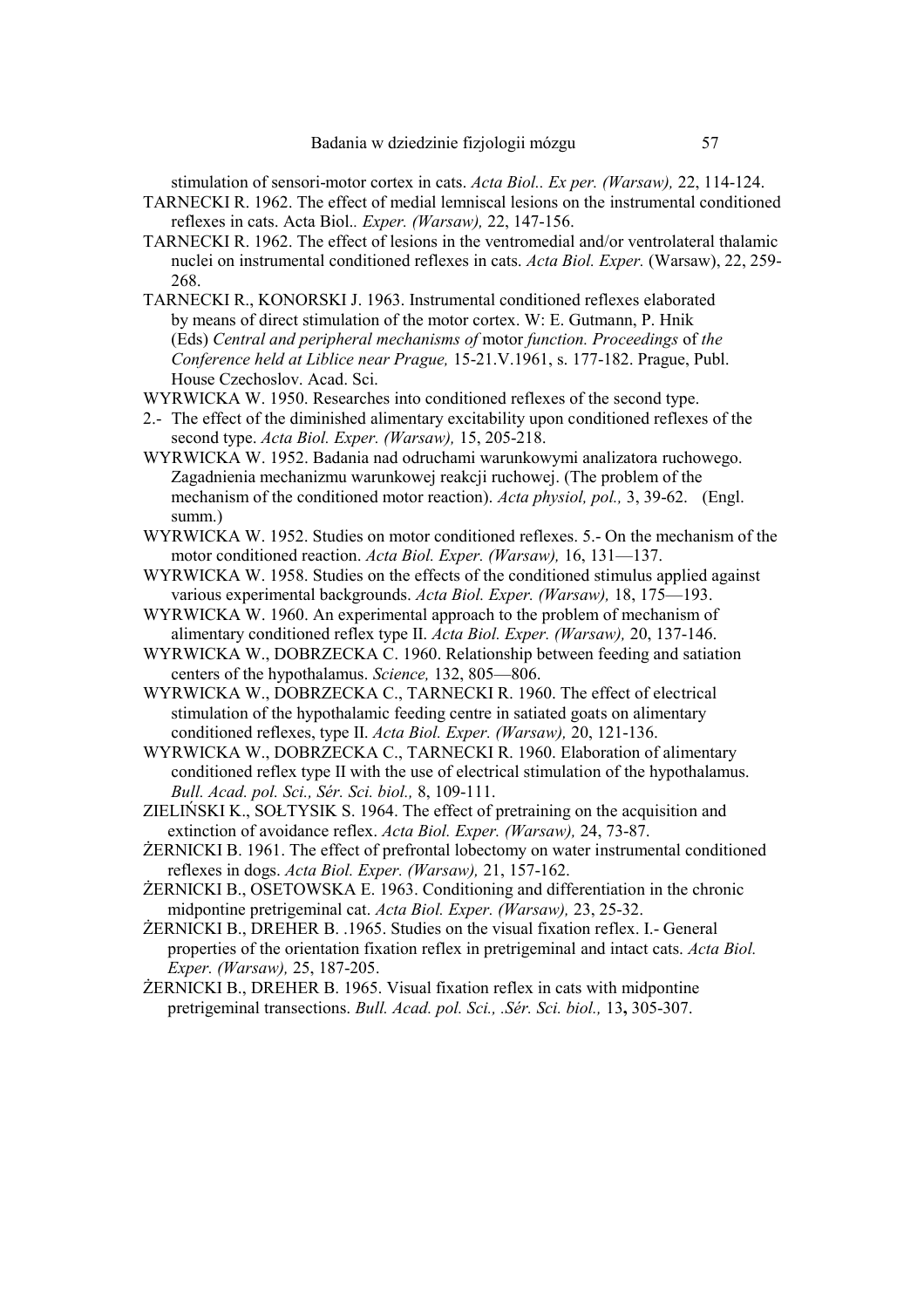stimulation of sensori-motor cortex in cats. *Acta Biol.. Ex per. (Warsaw),* 22, 114-124.

TARNECKI R. 1962. The effect of medial lemniscal lesions on the instrumental conditioned reflexes in cats. Acta Biol.. *Exper. (Warsaw),* 22, 147-156.

TARNECKI R. 1962. The effect of lesions in the ventromedial and/or ventrolateral thalamic nuclei on instrumental conditioned reflexes in cats. *Acta Biol. Exper.* (Warsaw), 22, 259-268.

TARNECKI R., KONORSKI J. 1963. Instrumental conditioned reflexes elaborated by means of direct stimulation of the motor cortex. W: E. Gutmann, P. Hnik (Eds) *Central and peripheral mechanisms of* motor *function. Proceedings* of *the Conference held at Liblice near Prague,* 15-21.V.1961, s. 177-182. Prague, Publ. House Czechoslov. Acad. Sci.

WYRWICKA W. 1950. Researches into conditioned reflexes of the second type.

2.- The effect of the diminished alimentary excitability upon conditioned reflexes of the second type. *Acta Biol. Exper. (Warsaw),* 15, 205-218.

WYRWICKA W. 1952. Badania nad odruchami warunkowymi analizatora ruchowego. Zagadnienia mechanizmu warunkowej reakcji ruchowej. (The problem of the mechanism of the conditioned motor reaction). *Acta physiol, pol.,* 3, 39-62. (Engl. summ.)

WYRWICKA W. 1952. Studies on motor conditioned reflexes. 5.- On the mechanism of the motor conditioned reaction. *Acta Biol. Exper. (Warsaw),* 16, 131—137.

WYRWICKA W. 1958. Studies on the effects of the conditioned stimulus applied against various experimental backgrounds. *Acta Biol. Exper. (Warsaw),* 18, 175—193.

WYRWICKA W. 1960. An experimental approach to the problem of mechanism of alimentary conditioned reflex type II. *Acta Biol. Exper. (Warsaw),* 20, 137-146.

WYRWICKA W., DOBRZECKA C. 1960. Relationship between feeding and satiation centers of the hypothalamus. *Science,* 132, 805—806.

WYRWICKA W., DOBRZECKA C., TARNECKI R. 1960. The effect of electrical stimulation of the hypothalamic feeding centre in satiated goats on alimentary conditioned reflexes, type II. *Acta Biol. Exper. (Warsaw),* 20, 121-136.

WYRWICKA W., DOBRZECKA C., TARNECKI R. 1960. Elaboration of alimentary conditioned reflex type II with the use of electrical stimulation of the hypothalamus. *Bull. Acad. pol. Sci., Sér. Sci. biol.,* 8, 109-111.

ZIELIŃSKI K., SOŁTYSIK S. 1964. The effect of pretraining on the acquisition and extinction of avoidance reflex. *Acta Biol. Exper. (Warsaw),* 24, 73-87.

ŻERNICKI B. 1961. The effect of prefrontal lobectomy on water instrumental conditioned reflexes in dogs. *Acta Biol. Exper. (Warsaw),* 21, 157-162.

ŻERNICKI B., OSETOWSKA E. 1963. Conditioning and differentiation in the chronic midpontine pretrigeminal cat. *Acta Biol. Exper. (Warsaw),* 23, 25-32.

ŻERNICKI B., DREHER B. .1965. Studies on the visual fixation reflex. I.- General properties of the orientation fixation reflex in pretrigeminal and intact cats. *Acta Biol. Exper. (Warsaw),* 25, 187-205.

ŻERNICKI B., DREHER B. 1965. Visual fixation reflex in cats with midpontine pretrigeminal transections. *Bull. Acad. pol. Sci., .Sér. Sci. biol.,* 13**,** 305-307.